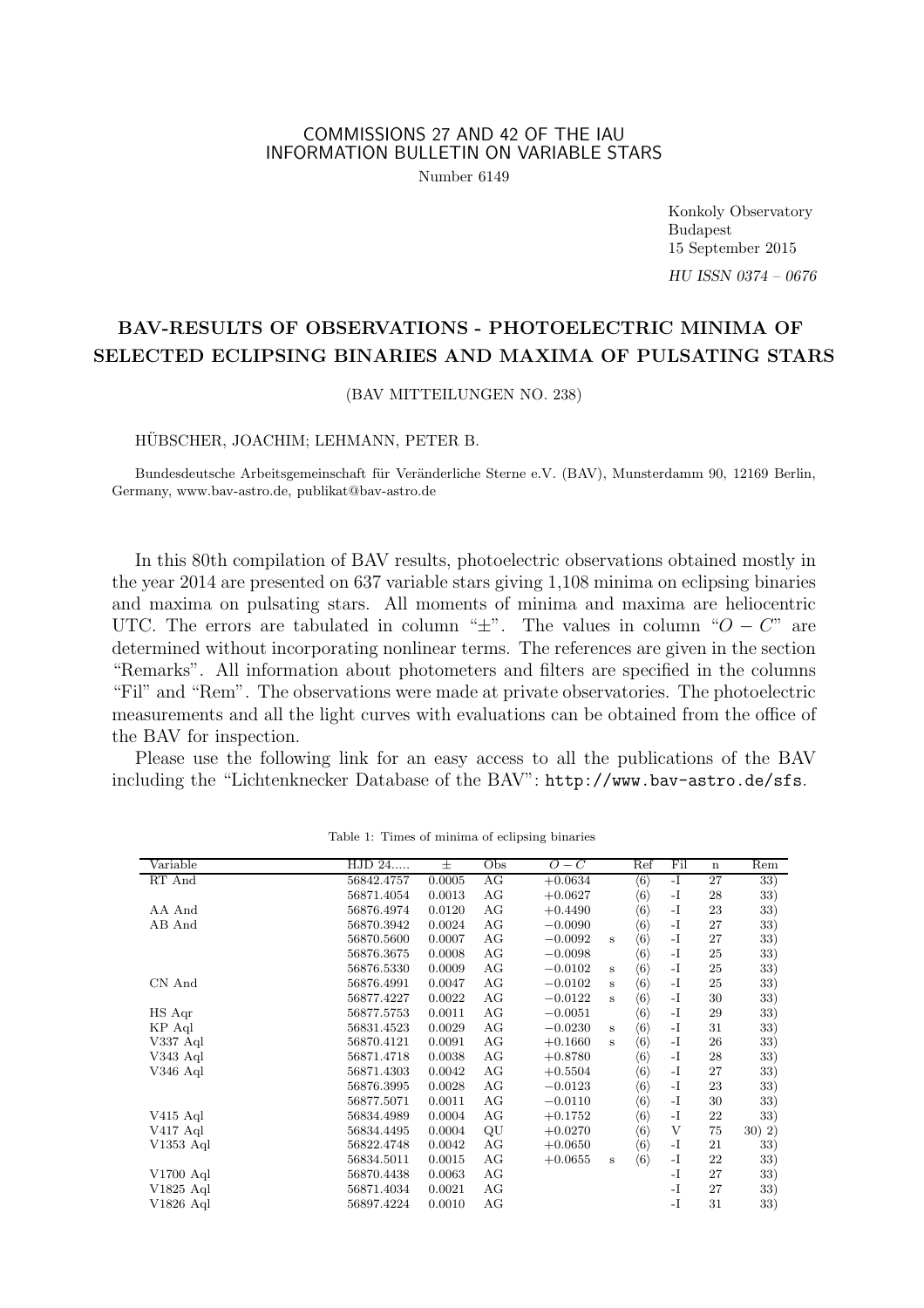COMMISSIONS 27 AND 42 OF THE IAU
INFORMATION BULLETIN ON VARIABLE STARS

Number 6149

Konkoly Observatory
Budapest
15 September 2015

*HU ISSN 0374 – 0676*

# BAV-RESULTS OF OBSERVATIONS - PHOTOELECTRIC MINIMA OF SELECTED ECLIPSING BINARIES AND MAXIMA OF PULSATING STARS

(BAV MITTEILUNGEN NO. 238)

HÜBSCHER, JOACHIM; LEHMANN, PETER B.

Bundesdeutsche Arbeitsgemeinschaft für Veränderliche Sterne e.V. (BAV), Munsterdamm 90, 12169 Berlin, Germany, www.bav-astro.de, publikat@bav-astro.de

In this 80th compilation of BAV results, photoelectric observations obtained mostly in the year 2014 are presented on 637 variable stars giving 1,108 minima on eclipsing binaries and maxima on pulsating stars. All moments of minima and maxima are heliocentric UTC. The errors are tabulated in column "±". The values in column "$O-C$" are determined without incorporating nonlinear terms. The references are given in the section "Remarks". All information about photometers and filters are specified in the columns "Fil" and "Rem". The observations were made at private observatories. The photoelectric measurements and all the light curves with evaluations can be obtained from the office of the BAV for inspection.

Please use the following link for an easy access to all the publications of the BAV including the "Lichtenknecker Database of the BAV": `http://www.bav-astro.de/sfs`.

Table 1: Times of minima of eclipsing binaries

| Variable | HJD 24..... | ± | Obs | $O-C$ | | Ref | Fil | n | Rem |
|---|---|---|---|---|---|---|---|---|---|
| RT And | 56842.4757 | 0.0005 | AG | +0.0634 | | ⟨6⟩ | -I | 27 | 33) |
| | 56871.4054 | 0.0013 | AG | +0.0627 | | ⟨6⟩ | -I | 28 | 33) |
| AA And | 56876.4974 | 0.0120 | AG | +0.4490 | | ⟨6⟩ | -I | 23 | 33) |
| AB And | 56870.3942 | 0.0024 | AG | −0.0090 | | ⟨6⟩ | -I | 27 | 33) |
| | 56870.5600 | 0.0007 | AG | −0.0092 | s | ⟨6⟩ | -I | 27 | 33) |
| | 56876.3675 | 0.0008 | AG | −0.0098 | | ⟨6⟩ | -I | 25 | 33) |
| | 56876.5330 | 0.0009 | AG | −0.0102 | s | ⟨6⟩ | -I | 25 | 33) |
| CN And | 56876.4991 | 0.0047 | AG | −0.0102 | s | ⟨6⟩ | -I | 25 | 33) |
| | 56877.4227 | 0.0022 | AG | −0.0122 | s | ⟨6⟩ | -I | 30 | 33) |
| HS Aqr | 56877.5753 | 0.0011 | AG | −0.0051 | | ⟨6⟩ | -I | 29 | 33) |
| KP Aql | 56831.4523 | 0.0029 | AG | −0.0230 | s | ⟨6⟩ | -I | 31 | 33) |
| V337 Aql | 56870.4121 | 0.0091 | AG | +0.1660 | s | ⟨6⟩ | -I | 26 | 33) |
| V343 Aql | 56871.4718 | 0.0038 | AG | +0.8780 | | ⟨6⟩ | -I | 28 | 33) |
| V346 Aql | 56871.4303 | 0.0042 | AG | +0.5504 | | ⟨6⟩ | -I | 27 | 33) |
| | 56876.3995 | 0.0028 | AG | −0.0123 | | ⟨6⟩ | -I | 23 | 33) |
| | 56877.5071 | 0.0011 | AG | −0.0110 | | ⟨6⟩ | -I | 30 | 33) |
| V415 Aql | 56834.4989 | 0.0004 | AG | +0.1752 | | ⟨6⟩ | -I | 22 | 33) |
| V417 Aql | 56834.4495 | 0.0004 | QU | +0.0270 | | ⟨6⟩ | V | 75 | 30) 2) |
| V1353 Aql | 56822.4748 | 0.0042 | AG | +0.0650 | | ⟨6⟩ | -I | 21 | 33) |
| | 56834.5011 | 0.0015 | AG | +0.0655 | s | ⟨6⟩ | -I | 22 | 33) |
| V1700 Aql | 56870.4438 | 0.0063 | AG | | | | -I | 27 | 33) |
| V1825 Aql | 56871.4034 | 0.0021 | AG | | | | -I | 27 | 33) |
| V1826 Aql | 56897.4224 | 0.0010 | AG | | | | -I | 31 | 33) |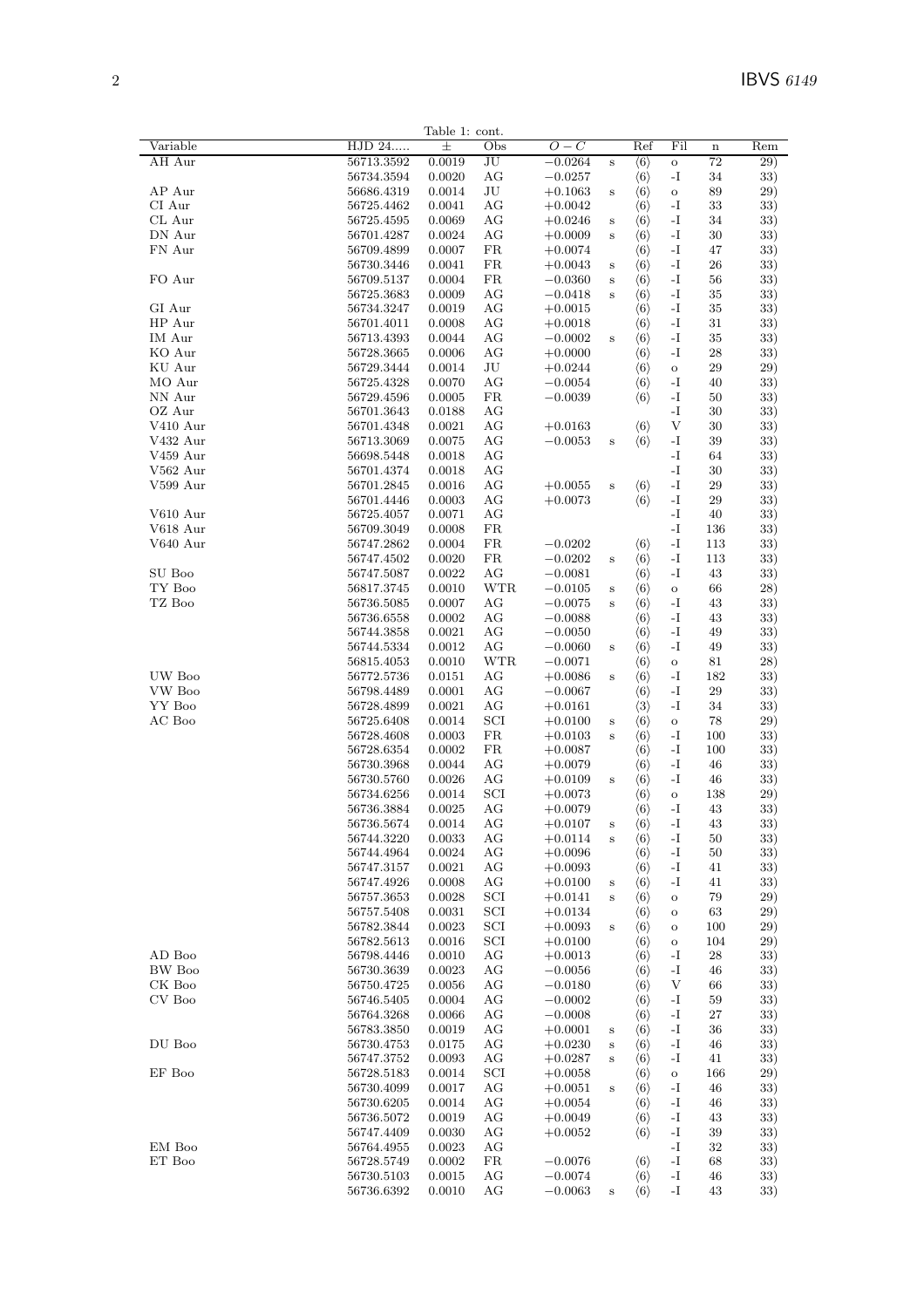Table 1: cont.

| Variable | HJD 24..... | ± | Obs | $O-C$ | | Ref | Fil | n | Rem |
|---|---|---|---|---|---|---|---|---|---|
| AH Aur | 56713.3592 | 0.0019 | JU | −0.0264 | s | (6) | o | 72 | 29) |
| | 56734.3594 | 0.0020 | AG | −0.0257 | | (6) | -I | 34 | 33) |
| AP Aur | 56686.4319 | 0.0014 | JU | +0.1063 | s | (6) | o | 89 | 29) |
| CI Aur | 56725.4462 | 0.0041 | AG | +0.0042 | | (6) | -I | 33 | 33) |
| CL Aur | 56725.4595 | 0.0069 | AG | +0.0246 | s | (6) | -I | 34 | 33) |
| DN Aur | 56701.4287 | 0.0024 | AG | +0.0009 | s | (6) | -I | 30 | 33) |
| FN Aur | 56709.4899 | 0.0007 | FR | +0.0074 | | (6) | -I | 47 | 33) |
| | 56730.3446 | 0.0041 | FR | +0.0043 | s | (6) | -I | 26 | 33) |
| FO Aur | 56709.5137 | 0.0004 | FR | −0.0360 | s | (6) | -I | 56 | 33) |
| | 56725.3683 | 0.0009 | AG | −0.0418 | s | (6) | -I | 35 | 33) |
| GI Aur | 56734.3247 | 0.0019 | AG | +0.0015 | | (6) | -I | 35 | 33) |
| HP Aur | 56701.4011 | 0.0008 | AG | +0.0018 | | (6) | -I | 31 | 33) |
| IM Aur | 56713.4393 | 0.0044 | AG | −0.0002 | s | (6) | -I | 35 | 33) |
| KO Aur | 56728.3665 | 0.0006 | AG | +0.0000 | | (6) | -I | 28 | 33) |
| KU Aur | 56729.3444 | 0.0014 | JU | +0.0244 | | (6) | o | 29 | 29) |
| MO Aur | 56725.4328 | 0.0070 | AG | −0.0054 | | (6) | -I | 40 | 33) |
| NN Aur | 56729.4596 | 0.0005 | FR | −0.0039 | | (6) | -I | 50 | 33) |
| OZ Aur | 56701.3643 | 0.0188 | AG | | | | -I | 30 | 33) |
| V410 Aur | 56701.4348 | 0.0021 | AG | +0.0163 | | (6) | V | 30 | 33) |
| V432 Aur | 56713.3069 | 0.0075 | AG | −0.0053 | s | (6) | -I | 39 | 33) |
| V459 Aur | 56698.5448 | 0.0018 | AG | | | | -I | 64 | 33) |
| V562 Aur | 56701.4374 | 0.0018 | AG | | | | -I | 30 | 33) |
| V599 Aur | 56701.2845 | 0.0016 | AG | +0.0055 | s | (6) | -I | 29 | 33) |
| | 56701.4446 | 0.0003 | AG | +0.0073 | | (6) | -I | 29 | 33) |
| V610 Aur | 56725.4057 | 0.0071 | AG | | | | -I | 40 | 33) |
| V618 Aur | 56709.3049 | 0.0008 | FR | | | | -I | 136 | 33) |
| V640 Aur | 56747.2862 | 0.0004 | FR | −0.0202 | | (6) | -I | 113 | 33) |
| | 56747.4502 | 0.0020 | FR | −0.0202 | s | (6) | -I | 113 | 33) |
| SU Boo | 56747.5087 | 0.0022 | AG | −0.0081 | | (6) | -I | 43 | 33) |
| TY Boo | 56817.3745 | 0.0010 | WTR | −0.0105 | s | (6) | o | 66 | 28) |
| TZ Boo | 56736.5085 | 0.0007 | AG | −0.0075 | s | (6) | -I | 43 | 33) |
| | 56736.6558 | 0.0002 | AG | −0.0088 | | (6) | -I | 43 | 33) |
| | 56744.3858 | 0.0021 | AG | −0.0050 | | (6) | -I | 49 | 33) |
| | 56744.5334 | 0.0012 | AG | −0.0060 | s | (6) | -I | 49 | 33) |
| | 56815.4053 | 0.0010 | WTR | −0.0071 | | (6) | o | 81 | 28) |
| UW Boo | 56772.5736 | 0.0151 | AG | +0.0086 | s | (6) | -I | 182 | 33) |
| VW Boo | 56798.4489 | 0.0001 | AG | −0.0067 | | (6) | -I | 29 | 33) |
| YY Boo | 56728.4899 | 0.0021 | AG | +0.0161 | | (3) | -I | 34 | 33) |
| AC Boo | 56725.6408 | 0.0014 | SCI | +0.0100 | s | (6) | o | 78 | 29) |
| | 56728.4608 | 0.0003 | FR | +0.0103 | s | (6) | -I | 100 | 33) |
| | 56728.6354 | 0.0002 | FR | +0.0087 | | (6) | -I | 100 | 33) |
| | 56730.3968 | 0.0044 | AG | +0.0079 | | (6) | -I | 46 | 33) |
| | 56730.5760 | 0.0026 | AG | +0.0109 | s | (6) | -I | 46 | 33) |
| | 56734.6256 | 0.0014 | SCI | +0.0073 | | (6) | o | 138 | 29) |
| | 56736.3884 | 0.0025 | AG | +0.0079 | | (6) | -I | 43 | 33) |
| | 56736.5674 | 0.0014 | AG | +0.0107 | s | (6) | -I | 43 | 33) |
| | 56744.3220 | 0.0033 | AG | +0.0114 | s | (6) | -I | 50 | 33) |
| | 56744.4964 | 0.0024 | AG | +0.0096 | | (6) | -I | 50 | 33) |
| | 56747.3157 | 0.0021 | AG | +0.0093 | | (6) | -I | 41 | 33) |
| | 56747.4926 | 0.0008 | AG | +0.0100 | s | (6) | -I | 41 | 33) |
| | 56757.3653 | 0.0028 | SCI | +0.0141 | s | (6) | o | 79 | 29) |
| | 56757.5408 | 0.0031 | SCI | +0.0134 | | (6) | o | 63 | 29) |
| | 56782.3844 | 0.0023 | SCI | +0.0093 | s | (6) | o | 100 | 29) |
| | 56782.5613 | 0.0016 | SCI | +0.0100 | | (6) | o | 104 | 29) |
| AD Boo | 56798.4446 | 0.0010 | AG | +0.0013 | | (6) | -I | 28 | 33) |
| BW Boo | 56730.3639 | 0.0023 | AG | −0.0056 | | (6) | -I | 46 | 33) |
| CK Boo | 56750.4725 | 0.0056 | AG | −0.0180 | | (6) | V | 66 | 33) |
| CV Boo | 56746.5405 | 0.0004 | AG | −0.0002 | | (6) | -I | 59 | 33) |
| | 56764.3268 | 0.0066 | AG | −0.0008 | | (6) | -I | 27 | 33) |
| | 56783.3850 | 0.0019 | AG | +0.0001 | s | (6) | -I | 36 | 33) |
| DU Boo | 56730.4753 | 0.0175 | AG | +0.0230 | s | (6) | -I | 46 | 33) |
| | 56747.3752 | 0.0093 | AG | +0.0287 | s | (6) | -I | 41 | 33) |
| EF Boo | 56728.5183 | 0.0014 | SCI | +0.0058 | | (6) | o | 166 | 29) |
| | 56730.4099 | 0.0017 | AG | +0.0051 | s | (6) | -I | 46 | 33) |
| | 56730.6205 | 0.0014 | AG | +0.0054 | | (6) | -I | 46 | 33) |
| | 56736.5072 | 0.0019 | AG | +0.0049 | | (6) | -I | 43 | 33) |
| | 56747.4409 | 0.0030 | AG | +0.0052 | | (6) | -I | 39 | 33) |
| EM Boo | 56764.4955 | 0.0023 | AG | | | | -I | 32 | 33) |
| ET Boo | 56728.5749 | 0.0002 | FR | −0.0076 | | (6) | -I | 68 | 33) |
| | 56730.5103 | 0.0015 | AG | −0.0074 | | (6) | -I | 46 | 33) |
| | 56736.6392 | 0.0010 | AG | −0.0063 | s | (6) | -I | 43 | 33) |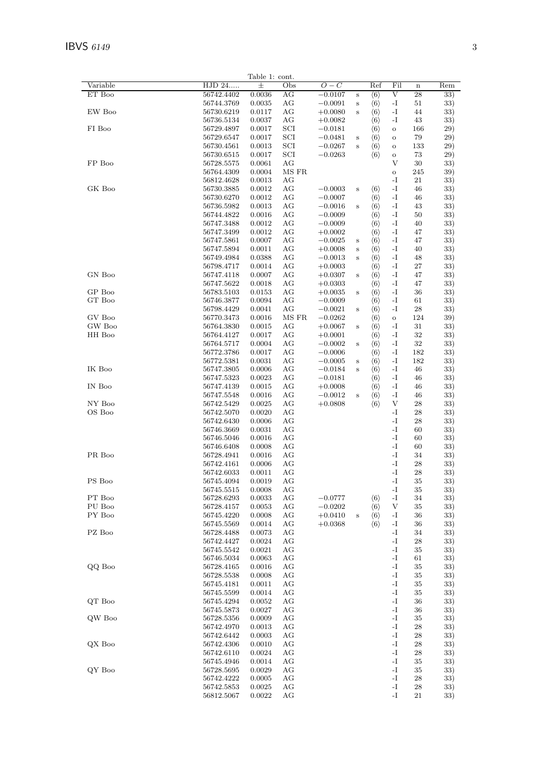Table 1: cont.

| Variable | HJD 24..... | ± | Obs | $O-C$ | | Ref | Fil | n | Rem |
|---|---|---|---|---|---|---|---|---|---|
| ET Boo | 56742.4402 | 0.0036 | AG | −0.0107 | s | ⟨6⟩ | V | 28 | 33) |
| | 56744.3769 | 0.0035 | AG | −0.0091 | s | ⟨6⟩ | -I | 51 | 33) |
| EW Boo | 56730.6219 | 0.0117 | AG | +0.0080 | s | ⟨6⟩ | -I | 44 | 33) |
| | 56736.5134 | 0.0037 | AG | +0.0082 | | ⟨6⟩ | -I | 43 | 33) |
| FI Boo | 56729.4897 | 0.0017 | SCI | −0.0181 | | ⟨6⟩ | o | 166 | 29) |
| | 56729.6547 | 0.0017 | SCI | −0.0481 | s | ⟨6⟩ | o | 79 | 29) |
| | 56730.4561 | 0.0013 | SCI | −0.0267 | s | ⟨6⟩ | o | 133 | 29) |
| | 56730.6515 | 0.0017 | SCI | −0.0263 | | ⟨6⟩ | o | 73 | 29) |
| FP Boo | 56728.5575 | 0.0061 | AG | | | | V | 30 | 33) |
| | 56764.4309 | 0.0004 | MS FR | | | | o | 245 | 39) |
| | 56812.4628 | 0.0013 | AG | | | | -I | 21 | 33) |
| GK Boo | 56730.3885 | 0.0012 | AG | −0.0003 | s | ⟨6⟩ | -I | 46 | 33) |
| | 56730.6270 | 0.0012 | AG | −0.0007 | | ⟨6⟩ | -I | 46 | 33) |
| | 56736.5982 | 0.0013 | AG | −0.0016 | s | ⟨6⟩ | -I | 43 | 33) |
| | 56744.4822 | 0.0016 | AG | −0.0009 | | ⟨6⟩ | -I | 50 | 33) |
| | 56747.3488 | 0.0012 | AG | −0.0009 | | ⟨6⟩ | -I | 40 | 33) |
| | 56747.3499 | 0.0012 | AG | +0.0002 | | ⟨6⟩ | -I | 47 | 33) |
| | 56747.5861 | 0.0007 | AG | −0.0025 | s | ⟨6⟩ | -I | 47 | 33) |
| | 56747.5894 | 0.0011 | AG | +0.0008 | s | ⟨6⟩ | -I | 40 | 33) |
| | 56749.4984 | 0.0388 | AG | −0.0013 | s | ⟨6⟩ | -I | 48 | 33) |
| | 56798.4717 | 0.0014 | AG | +0.0003 | | ⟨6⟩ | -I | 27 | 33) |
| GN Boo | 56747.4118 | 0.0007 | AG | +0.0307 | s | ⟨6⟩ | -I | 47 | 33) |
| | 56747.5622 | 0.0018 | AG | +0.0303 | | ⟨6⟩ | -I | 47 | 33) |
| GP Boo | 56783.5103 | 0.0153 | AG | +0.0035 | s | ⟨6⟩ | -I | 36 | 33) |
| GT Boo | 56746.3877 | 0.0094 | AG | −0.0009 | | ⟨6⟩ | -I | 61 | 33) |
| | 56798.4429 | 0.0041 | AG | −0.0021 | s | ⟨6⟩ | -I | 28 | 33) |
| GV Boo | 56770.3473 | 0.0016 | MS FR | −0.0262 | | ⟨6⟩ | o | 124 | 39) |
| GW Boo | 56764.3830 | 0.0015 | AG | +0.0067 | s | ⟨6⟩ | -I | 31 | 33) |
| HH Boo | 56764.4127 | 0.0017 | AG | +0.0001 | | ⟨6⟩ | -I | 32 | 33) |
| | 56764.5717 | 0.0004 | AG | −0.0002 | s | ⟨6⟩ | -I | 32 | 33) |
| | 56772.3786 | 0.0017 | AG | −0.0006 | | ⟨6⟩ | -I | 182 | 33) |
| | 56772.5381 | 0.0031 | AG | −0.0005 | s | ⟨6⟩ | -I | 182 | 33) |
| IK Boo | 56747.3805 | 0.0006 | AG | −0.0184 | s | ⟨6⟩ | -I | 46 | 33) |
| | 56747.5323 | 0.0023 | AG | −0.0181 | | ⟨6⟩ | -I | 46 | 33) |
| IN Boo | 56747.4139 | 0.0015 | AG | +0.0008 | | ⟨6⟩ | -I | 46 | 33) |
| | 56747.5548 | 0.0016 | AG | −0.0012 | s | ⟨6⟩ | -I | 46 | 33) |
| NY Boo | 56742.5429 | 0.0025 | AG | +0.0808 | | ⟨6⟩ | V | 28 | 33) |
| OS Boo | 56742.5070 | 0.0020 | AG | | | | -I | 28 | 33) |
| | 56742.6430 | 0.0006 | AG | | | | -I | 28 | 33) |
| | 56746.3669 | 0.0031 | AG | | | | -I | 60 | 33) |
| | 56746.5046 | 0.0016 | AG | | | | -I | 60 | 33) |
| | 56746.6408 | 0.0008 | AG | | | | -I | 60 | 33) |
| PR Boo | 56728.4941 | 0.0016 | AG | | | | -I | 34 | 33) |
| | 56742.4161 | 0.0006 | AG | | | | -I | 28 | 33) |
| | 56742.6033 | 0.0011 | AG | | | | -I | 28 | 33) |
| PS Boo | 56745.4094 | 0.0019 | AG | | | | -I | 35 | 33) |
| | 56745.5515 | 0.0008 | AG | | | | -I | 35 | 33) |
| PT Boo | 56728.6293 | 0.0033 | AG | −0.0777 | | ⟨6⟩ | -I | 34 | 33) |
| PU Boo | 56728.4157 | 0.0053 | AG | −0.0202 | | ⟨6⟩ | V | 35 | 33) |
| PY Boo | 56745.4220 | 0.0008 | AG | +0.0410 | s | ⟨6⟩ | -I | 36 | 33) |
| | 56745.5569 | 0.0014 | AG | +0.0368 | | ⟨6⟩ | -I | 36 | 33) |
| PZ Boo | 56728.4488 | 0.0073 | AG | | | | -I | 34 | 33) |
| | 56742.4427 | 0.0024 | AG | | | | -I | 28 | 33) |
| | 56745.5542 | 0.0021 | AG | | | | -I | 35 | 33) |
| | 56746.5034 | 0.0063 | AG | | | | -I | 61 | 33) |
| QQ Boo | 56728.4165 | 0.0016 | AG | | | | -I | 35 | 33) |
| | 56728.5538 | 0.0008 | AG | | | | -I | 35 | 33) |
| | 56745.4181 | 0.0011 | AG | | | | -I | 35 | 33) |
| | 56745.5599 | 0.0014 | AG | | | | -I | 35 | 33) |
| QT Boo | 56745.4294 | 0.0052 | AG | | | | -I | 36 | 33) |
| | 56745.5873 | 0.0027 | AG | | | | -I | 36 | 33) |
| QW Boo | 56728.5356 | 0.0009 | AG | | | | -I | 35 | 33) |
| | 56742.4970 | 0.0013 | AG | | | | -I | 28 | 33) |
| | 56742.6442 | 0.0003 | AG | | | | -I | 28 | 33) |
| QX Boo | 56742.4306 | 0.0010 | AG | | | | -I | 28 | 33) |
| | 56742.6110 | 0.0024 | AG | | | | -I | 28 | 33) |
| | 56745.4946 | 0.0014 | AG | | | | -I | 35 | 33) |
| QY Boo | 56728.5695 | 0.0029 | AG | | | | -I | 35 | 33) |
| | 56742.4222 | 0.0005 | AG | | | | -I | 28 | 33) |
| | 56742.5853 | 0.0025 | AG | | | | -I | 28 | 33) |
| | 56812.5067 | 0.0022 | AG | | | | -I | 21 | 33) |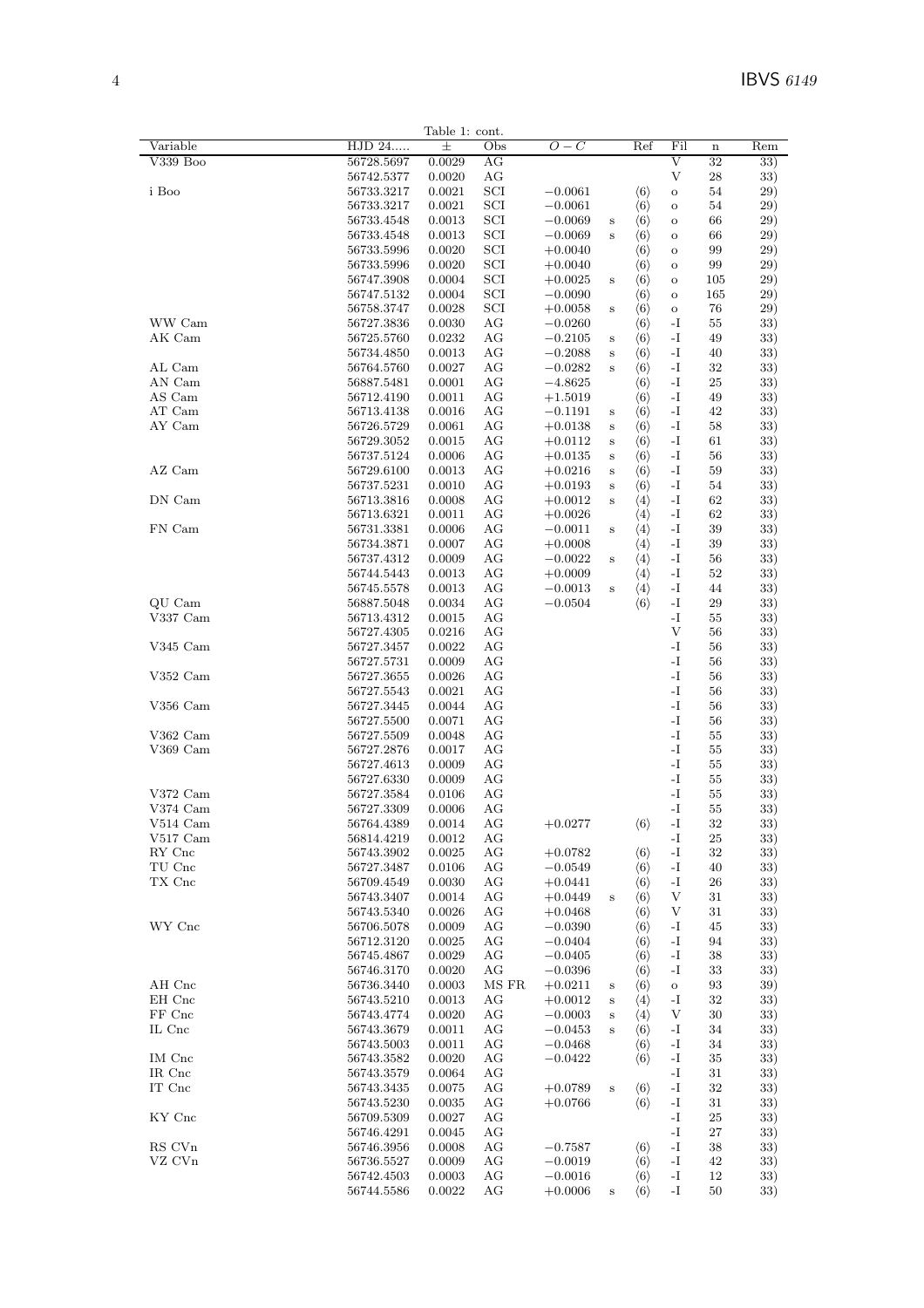Table 1: cont.

| Variable | HJD 24..... | ± | Obs | $O-C$ | | Ref | Fil | n | Rem |
|---|---|---|---|---|---|---|---|---|---|
| V339 Boo | 56728.5697 | 0.0029 | AG | | | | V | 32 | 33) |
| | 56742.5377 | 0.0020 | AG | | | | V | 28 | 33) |
| i Boo | 56733.3217 | 0.0021 | SCI | −0.0061 | | ⟨6⟩ | o | 54 | 29) |
| | 56733.3217 | 0.0021 | SCI | −0.0061 | | ⟨6⟩ | o | 54 | 29) |
| | 56733.4548 | 0.0013 | SCI | −0.0069 | s | ⟨6⟩ | o | 66 | 29) |
| | 56733.4548 | 0.0013 | SCI | −0.0069 | s | ⟨6⟩ | o | 66 | 29) |
| | 56733.5996 | 0.0020 | SCI | +0.0040 | | ⟨6⟩ | o | 99 | 29) |
| | 56733.5996 | 0.0020 | SCI | +0.0040 | | ⟨6⟩ | o | 99 | 29) |
| | 56747.3908 | 0.0004 | SCI | +0.0025 | s | ⟨6⟩ | o | 105 | 29) |
| | 56747.5132 | 0.0004 | SCI | −0.0090 | | ⟨6⟩ | o | 165 | 29) |
| | 56758.3747 | 0.0028 | SCI | +0.0058 | s | ⟨6⟩ | o | 76 | 29) |
| WW Cam | 56727.3836 | 0.0030 | AG | −0.0260 | | ⟨6⟩ | -I | 55 | 33) |
| AK Cam | 56725.5760 | 0.0232 | AG | −0.2105 | s | ⟨6⟩ | -I | 49 | 33) |
| | 56734.4850 | 0.0013 | AG | −0.2088 | s | ⟨6⟩ | -I | 40 | 33) |
| AL Cam | 56764.5760 | 0.0027 | AG | −0.0282 | s | ⟨6⟩ | -I | 32 | 33) |
| AN Cam | 56887.5481 | 0.0001 | AG | −4.8625 | | ⟨6⟩ | -I | 25 | 33) |
| AS Cam | 56712.4190 | 0.0011 | AG | +1.5019 | | ⟨6⟩ | -I | 49 | 33) |
| AT Cam | 56713.4138 | 0.0016 | AG | −0.1191 | s | ⟨6⟩ | -I | 42 | 33) |
| AY Cam | 56726.5729 | 0.0061 | AG | +0.0138 | s | ⟨6⟩ | -I | 58 | 33) |
| | 56729.3052 | 0.0015 | AG | +0.0112 | s | ⟨6⟩ | -I | 61 | 33) |
| | 56737.5124 | 0.0006 | AG | +0.0135 | s | ⟨6⟩ | -I | 56 | 33) |
| AZ Cam | 56729.6100 | 0.0013 | AG | +0.0216 | s | ⟨6⟩ | -I | 59 | 33) |
| | 56737.5231 | 0.0010 | AG | +0.0193 | s | ⟨6⟩ | -I | 54 | 33) |
| DN Cam | 56713.3816 | 0.0008 | AG | +0.0012 | s | ⟨4⟩ | -I | 62 | 33) |
| | 56713.6321 | 0.0011 | AG | +0.0026 | | ⟨4⟩ | -I | 62 | 33) |
| FN Cam | 56731.3381 | 0.0006 | AG | −0.0011 | s | ⟨4⟩ | -I | 39 | 33) |
| | 56734.3871 | 0.0007 | AG | +0.0008 | | ⟨4⟩ | -I | 39 | 33) |
| | 56737.4312 | 0.0009 | AG | −0.0022 | s | ⟨4⟩ | -I | 56 | 33) |
| | 56744.5443 | 0.0013 | AG | +0.0009 | | ⟨4⟩ | -I | 52 | 33) |
| | 56745.5578 | 0.0013 | AG | −0.0013 | s | ⟨4⟩ | -I | 44 | 33) |
| QU Cam | 56887.5048 | 0.0034 | AG | −0.0504 | | ⟨6⟩ | -I | 29 | 33) |
| V337 Cam | 56713.4312 | 0.0015 | AG | | | | -I | 55 | 33) |
| | 56727.4305 | 0.0216 | AG | | | | V | 56 | 33) |
| V345 Cam | 56727.3457 | 0.0022 | AG | | | | -I | 56 | 33) |
| | 56727.5731 | 0.0009 | AG | | | | -I | 56 | 33) |
| V352 Cam | 56727.3655 | 0.0026 | AG | | | | -I | 56 | 33) |
| | 56727.5543 | 0.0021 | AG | | | | -I | 56 | 33) |
| V356 Cam | 56727.3445 | 0.0044 | AG | | | | -I | 56 | 33) |
| | 56727.5500 | 0.0071 | AG | | | | -I | 56 | 33) |
| V362 Cam | 56727.5509 | 0.0048 | AG | | | | -I | 55 | 33) |
| V369 Cam | 56727.2876 | 0.0017 | AG | | | | -I | 55 | 33) |
| | 56727.4613 | 0.0009 | AG | | | | -I | 55 | 33) |
| | 56727.6330 | 0.0009 | AG | | | | -I | 55 | 33) |
| V372 Cam | 56727.3584 | 0.0106 | AG | | | | -I | 55 | 33) |
| V374 Cam | 56727.3309 | 0.0006 | AG | | | | -I | 55 | 33) |
| V514 Cam | 56764.4389 | 0.0014 | AG | +0.0277 | | ⟨6⟩ | -I | 32 | 33) |
| V517 Cam | 56814.4219 | 0.0012 | AG | | | | -I | 25 | 33) |
| RY Cnc | 56743.3902 | 0.0025 | AG | +0.0782 | | ⟨6⟩ | -I | 32 | 33) |
| TU Cnc | 56727.3487 | 0.0106 | AG | −0.0549 | | ⟨6⟩ | -I | 40 | 33) |
| TX Cnc | 56709.4549 | 0.0030 | AG | +0.0441 | | ⟨6⟩ | -I | 26 | 33) |
| | 56743.3407 | 0.0014 | AG | +0.0449 | s | ⟨6⟩ | V | 31 | 33) |
| | 56743.5340 | 0.0026 | AG | +0.0468 | | ⟨6⟩ | V | 31 | 33) |
| WY Cnc | 56706.5078 | 0.0009 | AG | −0.0390 | | ⟨6⟩ | -I | 45 | 33) |
| | 56712.3120 | 0.0025 | AG | −0.0404 | | ⟨6⟩ | -I | 94 | 33) |
| | 56745.4867 | 0.0029 | AG | −0.0405 | | ⟨6⟩ | -I | 38 | 33) |
| | 56746.3170 | 0.0020 | AG | −0.0396 | | ⟨6⟩ | -I | 33 | 33) |
| AH Cnc | 56736.3440 | 0.0003 | MS FR | +0.0211 | s | ⟨6⟩ | o | 93 | 39) |
| EH Cnc | 56743.5210 | 0.0013 | AG | +0.0012 | s | ⟨4⟩ | -I | 32 | 33) |
| FF Cnc | 56743.4774 | 0.0020 | AG | −0.0003 | s | ⟨4⟩ | V | 30 | 33) |
| IL Cnc | 56743.3679 | 0.0011 | AG | −0.0453 | s | ⟨6⟩ | -I | 34 | 33) |
| | 56743.5003 | 0.0011 | AG | −0.0468 | | ⟨6⟩ | -I | 34 | 33) |
| IM Cnc | 56743.3582 | 0.0020 | AG | −0.0422 | | ⟨6⟩ | -I | 35 | 33) |
| IR Cnc | 56743.3579 | 0.0064 | AG | | | | -I | 31 | 33) |
| IT Cnc | 56743.3435 | 0.0075 | AG | +0.0789 | s | ⟨6⟩ | -I | 32 | 33) |
| | 56743.5230 | 0.0035 | AG | +0.0766 | | ⟨6⟩ | -I | 31 | 33) |
| KY Cnc | 56709.5309 | 0.0027 | AG | | | | -I | 25 | 33) |
| | 56746.4291 | 0.0045 | AG | | | | -I | 27 | 33) |
| RS CVn | 56746.3956 | 0.0008 | AG | −0.7587 | | ⟨6⟩ | -I | 38 | 33) |
| VZ CVn | 56736.5527 | 0.0009 | AG | −0.0019 | | ⟨6⟩ | -I | 42 | 33) |
| | 56742.4503 | 0.0003 | AG | −0.0016 | | ⟨6⟩ | -I | 12 | 33) |
| | 56744.5586 | 0.0022 | AG | +0.0006 | s | ⟨6⟩ | -I | 50 | 33) |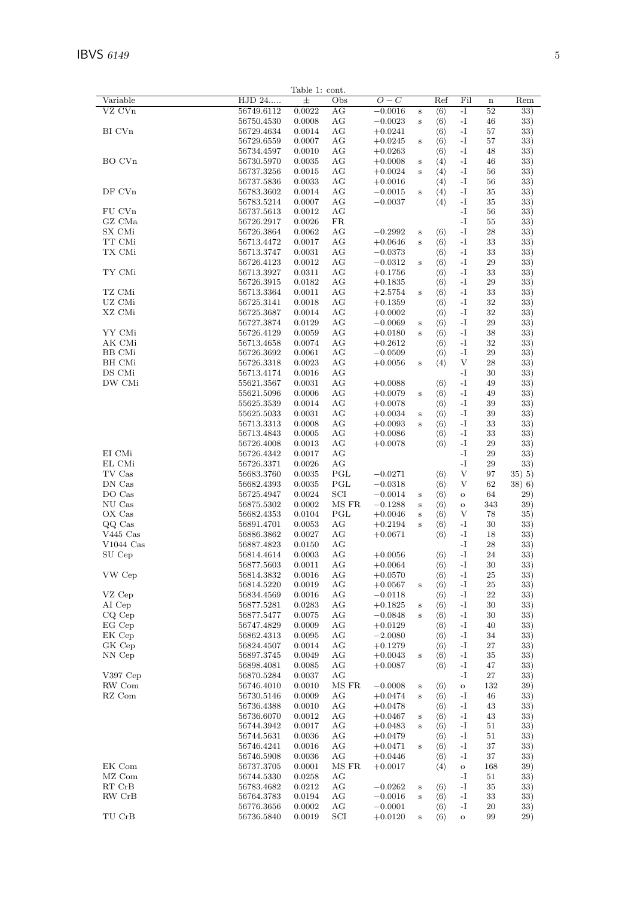Table 1: cont.

| Variable | HJD 24.... | ± | Obs | $O-C$ | | Ref | Fil | n | Rem |
|---|---|---|---|---|---|---|---|---|---|
| VZ CVn | 56749.6112 | 0.0022 | AG | −0.0016 | s | ⟨6⟩ | -I | 52 | 33) |
| | 56750.4530 | 0.0008 | AG | −0.0023 | s | ⟨6⟩ | -I | 46 | 33) |
| BI CVn | 56729.4634 | 0.0014 | AG | +0.0241 | | ⟨6⟩ | -I | 57 | 33) |
| | 56729.6559 | 0.0007 | AG | +0.0245 | s | ⟨6⟩ | -I | 57 | 33) |
| | 56734.4597 | 0.0010 | AG | +0.0263 | | ⟨6⟩ | -I | 48 | 33) |
| BO CVn | 56730.5970 | 0.0035 | AG | +0.0008 | s | ⟨4⟩ | -I | 46 | 33) |
| | 56737.3256 | 0.0015 | AG | +0.0024 | s | ⟨4⟩ | -I | 56 | 33) |
| | 56737.5836 | 0.0033 | AG | +0.0016 | | ⟨4⟩ | -I | 56 | 33) |
| DF CVn | 56783.3602 | 0.0014 | AG | −0.0015 | s | ⟨4⟩ | -I | 35 | 33) |
| | 56783.5214 | 0.0007 | AG | −0.0037 | | ⟨4⟩ | -I | 35 | 33) |
| FU CVn | 56737.5613 | 0.0012 | AG | | | | -I | 56 | 33) |
| GZ CMa | 56726.2917 | 0.0026 | FR | | | | -I | 55 | 33) |
| SX CMi | 56726.3864 | 0.0062 | AG | −0.2992 | s | ⟨6⟩ | -I | 28 | 33) |
| TT CMi | 56713.4472 | 0.0017 | AG | +0.0646 | s | ⟨6⟩ | -I | 33 | 33) |
| TX CMi | 56713.3747 | 0.0031 | AG | −0.0373 | | ⟨6⟩ | -I | 33 | 33) |
| | 56726.4123 | 0.0012 | AG | −0.0312 | s | ⟨6⟩ | -I | 29 | 33) |
| TY CMi | 56713.3927 | 0.0311 | AG | +0.1756 | | ⟨6⟩ | -I | 33 | 33) |
| | 56726.3915 | 0.0182 | AG | +0.1835 | | ⟨6⟩ | -I | 29 | 33) |
| TZ CMi | 56713.3364 | 0.0011 | AG | +2.5754 | s | ⟨6⟩ | -I | 33 | 33) |
| UZ CMi | 56725.3141 | 0.0018 | AG | +0.1359 | | ⟨6⟩ | -I | 32 | 33) |
| XZ CMi | 56725.3687 | 0.0014 | AG | +0.0002 | | ⟨6⟩ | -I | 32 | 33) |
| | 56727.3874 | 0.0129 | AG | −0.0069 | s | ⟨6⟩ | -I | 29 | 33) |
| YY CMi | 56726.4129 | 0.0059 | AG | +0.0180 | s | ⟨6⟩ | -I | 38 | 33) |
| AK CMi | 56713.4658 | 0.0074 | AG | +0.2612 | | ⟨6⟩ | -I | 32 | 33) |
| BB CMi | 56726.3692 | 0.0061 | AG | −0.0509 | | ⟨6⟩ | -I | 29 | 33) |
| BH CMi | 56726.3318 | 0.0023 | AG | +0.0056 | s | ⟨4⟩ | V | 28 | 33) |
| DS CMi | 56713.4174 | 0.0016 | AG | | | | -I | 30 | 33) |
| DW CMi | 55621.3567 | 0.0031 | AG | +0.0088 | | ⟨6⟩ | -I | 49 | 33) |
| | 55621.5096 | 0.0006 | AG | +0.0079 | s | ⟨6⟩ | -I | 49 | 33) |
| | 55625.3539 | 0.0014 | AG | +0.0078 | | ⟨6⟩ | -I | 39 | 33) |
| | 55625.5033 | 0.0031 | AG | +0.0034 | s | ⟨6⟩ | -I | 39 | 33) |
| | 56713.3313 | 0.0008 | AG | +0.0093 | s | ⟨6⟩ | -I | 33 | 33) |
| | 56713.4843 | 0.0005 | AG | +0.0086 | | ⟨6⟩ | -I | 33 | 33) |
| | 56726.4008 | 0.0013 | AG | +0.0078 | | ⟨6⟩ | -I | 29 | 33) |
| EI CMi | 56726.4342 | 0.0017 | AG | | | | -I | 29 | 33) |
| EL CMi | 56726.3371 | 0.0026 | AG | | | | -I | 29 | 33) |
| TV Cas | 56683.3760 | 0.0035 | PGL | −0.0271 | | ⟨6⟩ | V | 97 | 35) 5) |
| DN Cas | 56682.4393 | 0.0035 | PGL | −0.0318 | | ⟨6⟩ | V | 62 | 38) 6) |
| DO Cas | 56725.4947 | 0.0024 | SCI | −0.0014 | s | ⟨6⟩ | o | 64 | 29) |
| NU Cas | 56875.5302 | 0.0002 | MS FR | −0.1288 | s | ⟨6⟩ | o | 343 | 39) |
| OX Cas | 56682.4353 | 0.0104 | PGL | +0.0046 | s | ⟨6⟩ | V | 78 | 35) |
| QQ Cas | 56891.4701 | 0.0053 | AG | +0.2194 | s | ⟨6⟩ | -I | 30 | 33) |
| V445 Cas | 56886.3862 | 0.0027 | AG | +0.0671 | | ⟨6⟩ | -I | 18 | 33) |
| V1044 Cas | 56887.4823 | 0.0150 | AG | | | | -I | 28 | 33) |
| SU Cep | 56814.4614 | 0.0003 | AG | +0.0056 | | ⟨6⟩ | -I | 24 | 33) |
| | 56877.5603 | 0.0011 | AG | +0.0064 | | ⟨6⟩ | -I | 30 | 33) |
| VW Cep | 56814.3832 | 0.0016 | AG | +0.0570 | | ⟨6⟩ | -I | 25 | 33) |
| | 56814.5220 | 0.0019 | AG | +0.0567 | s | ⟨6⟩ | -I | 25 | 33) |
| VZ Cep | 56834.4569 | 0.0016 | AG | −0.0118 | | ⟨6⟩ | -I | 22 | 33) |
| AI Cep | 56877.5281 | 0.0283 | AG | +0.1825 | s | ⟨6⟩ | -I | 30 | 33) |
| CQ Cep | 56877.5477 | 0.0075 | AG | −0.0848 | s | ⟨6⟩ | -I | 30 | 33) |
| EG Cep | 56747.4829 | 0.0009 | AG | +0.0129 | | ⟨6⟩ | -I | 40 | 33) |
| EK Cep | 56862.4313 | 0.0095 | AG | −2.0080 | | ⟨6⟩ | -I | 34 | 33) |
| GK Cep | 56824.4507 | 0.0014 | AG | +0.1279 | | ⟨6⟩ | -I | 27 | 33) |
| NN Cep | 56897.3745 | 0.0049 | AG | +0.0043 | s | ⟨6⟩ | -I | 35 | 33) |
| | 56898.4081 | 0.0085 | AG | +0.0087 | | ⟨6⟩ | -I | 47 | 33) |
| V397 Cep | 56870.5284 | 0.0037 | AG | | | | -I | 27 | 33) |
| RW Com | 56746.4010 | 0.0010 | MS FR | −0.0008 | s | ⟨6⟩ | o | 132 | 39) |
| RZ Com | 56730.5146 | 0.0009 | AG | +0.0474 | s | ⟨6⟩ | -I | 46 | 33) |
| | 56736.4388 | 0.0010 | AG | +0.0478 | | ⟨6⟩ | -I | 43 | 33) |
| | 56736.6070 | 0.0012 | AG | +0.0467 | s | ⟨6⟩ | -I | 43 | 33) |
| | 56744.3942 | 0.0017 | AG | +0.0483 | s | ⟨6⟩ | -I | 51 | 33) |
| | 56744.5631 | 0.0036 | AG | +0.0479 | | ⟨6⟩ | -I | 51 | 33) |
| | 56746.4241 | 0.0016 | AG | +0.0471 | s | ⟨6⟩ | -I | 37 | 33) |
| | 56746.5908 | 0.0036 | AG | +0.0446 | | ⟨6⟩ | -I | 37 | 33) |
| EK Com | 56737.3705 | 0.0001 | MS FR | +0.0017 | | ⟨4⟩ | o | 168 | 39) |
| MZ Com | 56744.5330 | 0.0258 | AG | | | | -I | 51 | 33) |
| RT CrB | 56783.4682 | 0.0212 | AG | −0.0262 | s | ⟨6⟩ | -I | 35 | 33) |
| RW CrB | 56764.3783 | 0.0194 | AG | −0.0016 | s | ⟨6⟩ | -I | 33 | 33) |
| | 56776.3656 | 0.0002 | AG | −0.0001 | | ⟨6⟩ | -I | 20 | 33) |
| TU CrB | 56736.5840 | 0.0019 | SCI | +0.0120 | s | ⟨6⟩ | o | 99 | 29) |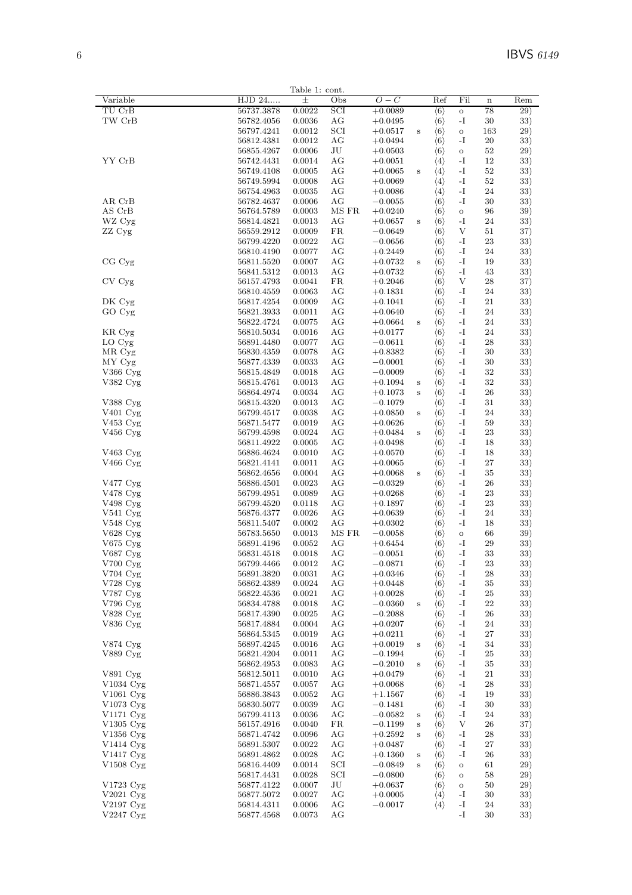Table 1: cont.

| Variable | HJD 24..... | ± | Obs | $O-C$ | | Ref | Fil | n | Rem |
|---|---|---|---|---|---|---|---|---|---|
| TU CrB | 56737.3878 | 0.0022 | SCI | +0.0089 | | ⟨6⟩ | o | 78 | 29) |
| TW CrB | 56782.4056 | 0.0036 | AG | +0.0495 | | ⟨6⟩ | -I | 30 | 33) |
| | 56797.4241 | 0.0012 | SCI | +0.0517 | s | ⟨6⟩ | o | 163 | 29) |
| | 56812.4381 | 0.0012 | AG | +0.0494 | | ⟨6⟩ | -I | 20 | 33) |
| | 56855.4267 | 0.0006 | JU | +0.0503 | | ⟨6⟩ | o | 52 | 29) |
| YY CrB | 56742.4431 | 0.0014 | AG | +0.0051 | | ⟨4⟩ | -I | 12 | 33) |
| | 56749.4108 | 0.0005 | AG | +0.0065 | s | ⟨4⟩ | -I | 52 | 33) |
| | 56749.5994 | 0.0008 | AG | +0.0069 | | ⟨4⟩ | -I | 52 | 33) |
| | 56754.4963 | 0.0035 | AG | +0.0086 | | ⟨4⟩ | -I | 24 | 33) |
| AR CrB | 56782.4637 | 0.0006 | AG | −0.0055 | | ⟨6⟩ | -I | 30 | 33) |
| AS CrB | 56764.5789 | 0.0003 | MS FR | +0.0240 | | ⟨6⟩ | o | 96 | 39) |
| WZ Cyg | 56814.4821 | 0.0013 | AG | +0.0657 | s | ⟨6⟩ | -I | 24 | 33) |
| ZZ Cyg | 56559.2912 | 0.0009 | FR | −0.0649 | | ⟨6⟩ | V | 51 | 37) |
| | 56799.4220 | 0.0022 | AG | −0.0656 | | ⟨6⟩ | -I | 23 | 33) |
| | 56810.4190 | 0.0077 | AG | +0.2449 | | ⟨6⟩ | -I | 24 | 33) |
| CG Cyg | 56811.5520 | 0.0007 | AG | +0.0732 | s | ⟨6⟩ | -I | 19 | 33) |
| | 56841.5312 | 0.0013 | AG | +0.0732 | | ⟨6⟩ | -I | 43 | 33) |
| CV Cyg | 56157.4793 | 0.0041 | FR | +0.2046 | | ⟨6⟩ | V | 28 | 37) |
| | 56810.4559 | 0.0063 | AG | +0.1831 | | ⟨6⟩ | -I | 24 | 33) |
| DK Cyg | 56817.4254 | 0.0009 | AG | +0.1041 | | ⟨6⟩ | -I | 21 | 33) |
| GO Cyg | 56821.3933 | 0.0011 | AG | +0.0640 | | ⟨6⟩ | -I | 24 | 33) |
| | 56822.4724 | 0.0075 | AG | +0.0664 | s | ⟨6⟩ | -I | 24 | 33) |
| KR Cyg | 56810.5034 | 0.0016 | AG | +0.0177 | | ⟨6⟩ | -I | 24 | 33) |
| LO Cyg | 56891.4480 | 0.0077 | AG | −0.0611 | | ⟨6⟩ | -I | 28 | 33) |
| MR Cyg | 56830.4359 | 0.0078 | AG | +0.8382 | | ⟨6⟩ | -I | 30 | 33) |
| MY Cyg | 56877.4339 | 0.0033 | AG | −0.0001 | | ⟨6⟩ | -I | 30 | 33) |
| V366 Cyg | 56815.4849 | 0.0018 | AG | −0.0009 | | ⟨6⟩ | -I | 32 | 33) |
| V382 Cyg | 56815.4761 | 0.0013 | AG | +0.1094 | s | ⟨6⟩ | -I | 32 | 33) |
| | 56864.4974 | 0.0034 | AG | +0.1073 | s | ⟨6⟩ | -I | 26 | 33) |
| V388 Cyg | 56815.4320 | 0.0013 | AG | −0.1079 | | ⟨6⟩ | -I | 31 | 33) |
| V401 Cyg | 56799.4517 | 0.0038 | AG | +0.0850 | s | ⟨6⟩ | -I | 24 | 33) |
| V453 Cyg | 56871.5477 | 0.0019 | AG | +0.0626 | | ⟨6⟩ | -I | 59 | 33) |
| V456 Cyg | 56799.4598 | 0.0024 | AG | +0.0484 | s | ⟨6⟩ | -I | 23 | 33) |
| | 56811.4922 | 0.0005 | AG | +0.0498 | | ⟨6⟩ | -I | 18 | 33) |
| V463 Cyg | 56886.4624 | 0.0010 | AG | +0.0570 | | ⟨6⟩ | -I | 18 | 33) |
| V466 Cyg | 56821.4141 | 0.0011 | AG | +0.0065 | | ⟨6⟩ | -I | 27 | 33) |
| | 56862.4656 | 0.0004 | AG | +0.0068 | s | ⟨6⟩ | -I | 35 | 33) |
| V477 Cyg | 56886.4501 | 0.0023 | AG | −0.0329 | | ⟨6⟩ | -I | 26 | 33) |
| V478 Cyg | 56799.4951 | 0.0089 | AG | +0.0268 | | ⟨6⟩ | -I | 23 | 33) |
| V498 Cyg | 56799.4520 | 0.0118 | AG | +0.1897 | | ⟨6⟩ | -I | 23 | 33) |
| V541 Cyg | 56876.4377 | 0.0026 | AG | +0.0639 | | ⟨6⟩ | -I | 24 | 33) |
| V548 Cyg | 56811.5407 | 0.0002 | AG | +0.0302 | | ⟨6⟩ | -I | 18 | 33) |
| V628 Cyg | 56783.5650 | 0.0013 | MS FR | −0.0058 | | ⟨6⟩ | o | 66 | 39) |
| V675 Cyg | 56891.4196 | 0.0052 | AG | +0.6454 | | ⟨6⟩ | -I | 29 | 33) |
| V687 Cyg | 56831.4518 | 0.0018 | AG | −0.0051 | | ⟨6⟩ | -I | 33 | 33) |
| V700 Cyg | 56799.4466 | 0.0012 | AG | −0.0871 | | ⟨6⟩ | -I | 23 | 33) |
| V704 Cyg | 56891.3820 | 0.0031 | AG | +0.0346 | | ⟨6⟩ | -I | 28 | 33) |
| V728 Cyg | 56862.4389 | 0.0024 | AG | +0.0448 | | ⟨6⟩ | -I | 35 | 33) |
| V787 Cyg | 56822.4536 | 0.0021 | AG | +0.0028 | | ⟨6⟩ | -I | 25 | 33) |
| V796 Cyg | 56834.4788 | 0.0018 | AG | −0.0360 | s | ⟨6⟩ | -I | 22 | 33) |
| V828 Cyg | 56817.4390 | 0.0025 | AG | −0.2088 | | ⟨6⟩ | -I | 26 | 33) |
| V836 Cyg | 56817.4884 | 0.0004 | AG | +0.0207 | | ⟨6⟩ | -I | 24 | 33) |
| | 56864.5345 | 0.0019 | AG | +0.0211 | | ⟨6⟩ | -I | 27 | 33) |
| V874 Cyg | 56897.4245 | 0.0016 | AG | +0.0019 | s | ⟨6⟩ | -I | 34 | 33) |
| V889 Cyg | 56821.4204 | 0.0011 | AG | −0.1994 | | ⟨6⟩ | -I | 25 | 33) |
| | 56862.4953 | 0.0083 | AG | −0.2010 | s | ⟨6⟩ | -I | 35 | 33) |
| V891 Cyg | 56812.5011 | 0.0010 | AG | +0.0479 | | ⟨6⟩ | -I | 21 | 33) |
| V1034 Cyg | 56871.4557 | 0.0057 | AG | +0.0068 | | ⟨6⟩ | -I | 28 | 33) |
| V1061 Cyg | 56886.3843 | 0.0052 | AG | +1.1567 | | ⟨6⟩ | -I | 19 | 33) |
| V1073 Cyg | 56830.5077 | 0.0039 | AG | −0.1481 | | ⟨6⟩ | -I | 30 | 33) |
| V1171 Cyg | 56799.4113 | 0.0036 | AG | −0.0582 | s | ⟨6⟩ | -I | 24 | 33) |
| V1305 Cyg | 56157.4916 | 0.0040 | FR | −0.1199 | s | ⟨6⟩ | V | 26 | 37) |
| V1356 Cyg | 56871.4742 | 0.0096 | AG | +0.2592 | s | ⟨6⟩ | -I | 28 | 33) |
| V1414 Cyg | 56891.5307 | 0.0022 | AG | +0.0487 | | ⟨6⟩ | -I | 27 | 33) |
| V1417 Cyg | 56891.4862 | 0.0028 | AG | +0.1360 | s | ⟨6⟩ | -I | 26 | 33) |
| V1508 Cyg | 56816.4409 | 0.0014 | SCI | −0.0849 | s | ⟨6⟩ | o | 61 | 29) |
| | 56817.4431 | 0.0028 | SCI | −0.0800 | | ⟨6⟩ | o | 58 | 29) |
| V1723 Cyg | 56877.4122 | 0.0007 | JU | +0.0637 | | ⟨6⟩ | o | 50 | 29) |
| V2021 Cyg | 56877.5072 | 0.0027 | AG | +0.0005 | | ⟨4⟩ | -I | 30 | 33) |
| V2197 Cyg | 56814.4311 | 0.0006 | AG | −0.0017 | | ⟨4⟩ | -I | 24 | 33) |
| V2247 Cyg | 56877.4568 | 0.0073 | AG | | | | -I | 30 | 33) |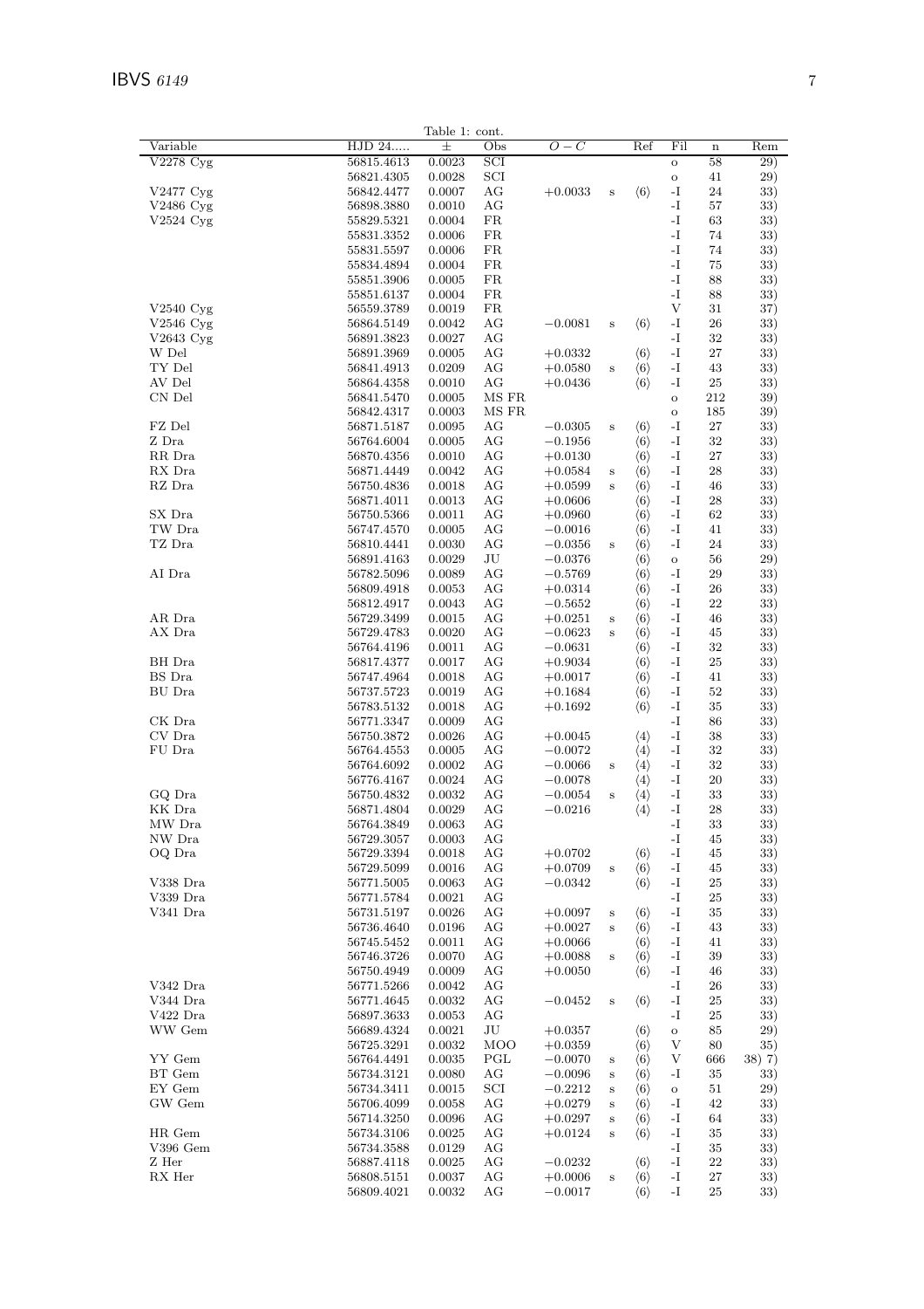Table 1: cont.

| Variable | HJD 24..... | ± | Obs | $O-C$ | | Ref | Fil | n | Rem |
|---|---|---|---|---|---|---|---|---|---|
| V2278 Cyg | 56815.4613 | 0.0023 | SCI | | | | o | 58 | 29) |
| | 56821.4305 | 0.0028 | SCI | | | | o | 41 | 29) |
| V2477 Cyg | 56842.4477 | 0.0007 | AG | +0.0033 | s | ⟨6⟩ | -I | 24 | 33) |
| V2486 Cyg | 56898.3880 | 0.0010 | AG | | | | -I | 57 | 33) |
| V2524 Cyg | 55829.5321 | 0.0004 | FR | | | | -I | 63 | 33) |
| | 55831.3352 | 0.0006 | FR | | | | -I | 74 | 33) |
| | 55831.5597 | 0.0006 | FR | | | | -I | 74 | 33) |
| | 55834.4894 | 0.0004 | FR | | | | -I | 75 | 33) |
| | 55851.3906 | 0.0005 | FR | | | | -I | 88 | 33) |
| | 55851.6137 | 0.0004 | FR | | | | -I | 88 | 33) |
| V2540 Cyg | 56559.3789 | 0.0019 | FR | | | | V | 31 | 37) |
| V2546 Cyg | 56864.5149 | 0.0042 | AG | −0.0081 | s | ⟨6⟩ | -I | 26 | 33) |
| V2643 Cyg | 56891.3823 | 0.0027 | AG | | | | -I | 32 | 33) |
| W Del | 56891.3969 | 0.0005 | AG | +0.0332 | | ⟨6⟩ | -I | 27 | 33) |
| TY Del | 56841.4913 | 0.0209 | AG | +0.0580 | s | ⟨6⟩ | -I | 43 | 33) |
| AV Del | 56864.4358 | 0.0010 | AG | +0.0436 | | ⟨6⟩ | -I | 25 | 33) |
| CN Del | 56841.5470 | 0.0005 | MS FR | | | | o | 212 | 39) |
| | 56842.4317 | 0.0003 | MS FR | | | | o | 185 | 39) |
| FZ Del | 56871.5187 | 0.0095 | AG | −0.0305 | s | ⟨6⟩ | -I | 27 | 33) |
| Z Dra | 56764.6004 | 0.0005 | AG | −0.1956 | | ⟨6⟩ | -I | 32 | 33) |
| RR Dra | 56870.4356 | 0.0010 | AG | +0.0130 | | ⟨6⟩ | -I | 27 | 33) |
| RX Dra | 56871.4449 | 0.0042 | AG | +0.0584 | s | ⟨6⟩ | -I | 28 | 33) |
| RZ Dra | 56750.4836 | 0.0018 | AG | +0.0599 | s | ⟨6⟩ | -I | 46 | 33) |
| | 56871.4011 | 0.0013 | AG | +0.0606 | | ⟨6⟩ | -I | 28 | 33) |
| SX Dra | 56750.5366 | 0.0011 | AG | +0.0960 | | ⟨6⟩ | -I | 62 | 33) |
| TW Dra | 56747.4570 | 0.0005 | AG | −0.0016 | | ⟨6⟩ | -I | 41 | 33) |
| TZ Dra | 56810.4441 | 0.0030 | AG | −0.0356 | s | ⟨6⟩ | -I | 24 | 33) |
| | 56891.4163 | 0.0029 | JU | −0.0376 | | ⟨6⟩ | o | 56 | 29) |
| AI Dra | 56782.5096 | 0.0089 | AG | −0.5769 | | ⟨6⟩ | -I | 29 | 33) |
| | 56809.4918 | 0.0053 | AG | +0.0314 | | ⟨6⟩ | -I | 26 | 33) |
| | 56812.4917 | 0.0043 | AG | −0.5652 | | ⟨6⟩ | -I | 22 | 33) |
| AR Dra | 56729.3499 | 0.0015 | AG | +0.0251 | s | ⟨6⟩ | -I | 46 | 33) |
| AX Dra | 56729.4783 | 0.0020 | AG | −0.0623 | s | ⟨6⟩ | -I | 45 | 33) |
| | 56764.4196 | 0.0011 | AG | −0.0631 | | ⟨6⟩ | -I | 32 | 33) |
| BH Dra | 56817.4377 | 0.0017 | AG | +0.9034 | | ⟨6⟩ | -I | 25 | 33) |
| BS Dra | 56747.4964 | 0.0018 | AG | +0.0017 | | ⟨6⟩ | -I | 41 | 33) |
| BU Dra | 56737.5723 | 0.0019 | AG | +0.1684 | | ⟨6⟩ | -I | 52 | 33) |
| | 56783.5132 | 0.0018 | AG | +0.1692 | | ⟨6⟩ | -I | 35 | 33) |
| CK Dra | 56771.3347 | 0.0009 | AG | | | | -I | 86 | 33) |
| CV Dra | 56750.3872 | 0.0026 | AG | +0.0045 | | ⟨4⟩ | -I | 38 | 33) |
| FU Dra | 56764.4553 | 0.0005 | AG | −0.0072 | | ⟨4⟩ | -I | 32 | 33) |
| | 56764.6092 | 0.0002 | AG | −0.0066 | s | ⟨4⟩ | -I | 32 | 33) |
| | 56776.4167 | 0.0024 | AG | −0.0078 | | ⟨4⟩ | -I | 20 | 33) |
| GQ Dra | 56750.4832 | 0.0032 | AG | −0.0054 | s | ⟨4⟩ | -I | 33 | 33) |
| KK Dra | 56871.4804 | 0.0029 | AG | −0.0216 | | ⟨4⟩ | -I | 28 | 33) |
| MW Dra | 56764.3849 | 0.0063 | AG | | | | -I | 33 | 33) |
| NW Dra | 56729.3057 | 0.0003 | AG | | | | -I | 45 | 33) |
| OQ Dra | 56729.3394 | 0.0018 | AG | +0.0702 | | ⟨6⟩ | -I | 45 | 33) |
| | 56729.5099 | 0.0016 | AG | +0.0709 | s | ⟨6⟩ | -I | 45 | 33) |
| V338 Dra | 56771.5005 | 0.0063 | AG | −0.0342 | | ⟨6⟩ | -I | 25 | 33) |
| V339 Dra | 56771.5784 | 0.0021 | AG | | | | -I | 25 | 33) |
| V341 Dra | 56731.5197 | 0.0026 | AG | +0.0097 | s | ⟨6⟩ | -I | 35 | 33) |
| | 56736.4640 | 0.0196 | AG | +0.0027 | s | ⟨6⟩ | -I | 43 | 33) |
| | 56745.5452 | 0.0011 | AG | +0.0066 | | ⟨6⟩ | -I | 41 | 33) |
| | 56746.3726 | 0.0070 | AG | +0.0088 | s | ⟨6⟩ | -I | 39 | 33) |
| | 56750.4949 | 0.0009 | AG | +0.0050 | | ⟨6⟩ | -I | 46 | 33) |
| V342 Dra | 56771.5266 | 0.0042 | AG | | | | -I | 26 | 33) |
| V344 Dra | 56771.4645 | 0.0032 | AG | −0.0452 | s | ⟨6⟩ | -I | 25 | 33) |
| V422 Dra | 56897.3633 | 0.0053 | AG | | | | -I | 25 | 33) |
| WW Gem | 56689.4324 | 0.0021 | JU | +0.0357 | | ⟨6⟩ | o | 85 | 29) |
| | 56725.3291 | 0.0032 | MOO | +0.0359 | | ⟨6⟩ | V | 80 | 35) |
| YY Gem | 56764.4491 | 0.0035 | PGL | −0.0070 | s | ⟨6⟩ | V | 666 | 38) 7) |
| BT Gem | 56734.3121 | 0.0080 | AG | −0.0096 | s | ⟨6⟩ | -I | 35 | 33) |
| EY Gem | 56734.3411 | 0.0015 | SCI | −0.2212 | s | ⟨6⟩ | o | 51 | 29) |
| GW Gem | 56706.4099 | 0.0058 | AG | +0.0279 | s | ⟨6⟩ | -I | 42 | 33) |
| | 56714.3250 | 0.0096 | AG | +0.0297 | s | ⟨6⟩ | -I | 64 | 33) |
| HR Gem | 56734.3106 | 0.0025 | AG | +0.0124 | s | ⟨6⟩ | -I | 35 | 33) |
| V396 Gem | 56734.3588 | 0.0129 | AG | | | | -I | 35 | 33) |
| Z Her | 56887.4118 | 0.0025 | AG | −0.0232 | | ⟨6⟩ | -I | 22 | 33) |
| RX Her | 56808.5151 | 0.0037 | AG | +0.0006 | s | ⟨6⟩ | -I | 27 | 33) |
| | 56809.4021 | 0.0032 | AG | −0.0017 | | ⟨6⟩ | -I | 25 | 33) |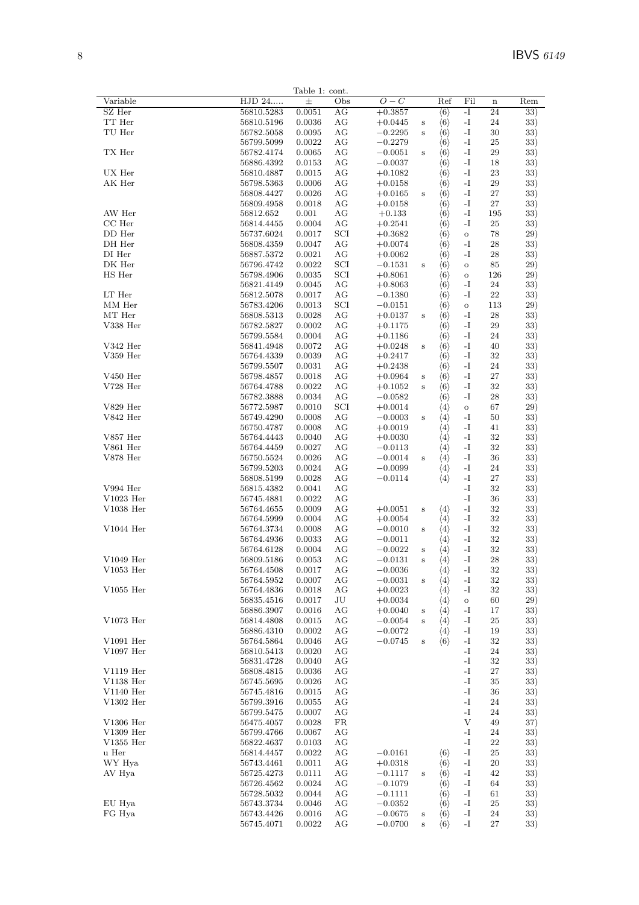Table 1: cont.

| Variable | HJD 24..... | ± | Obs | $O-C$ | | Ref | Fil | n | Rem |
|---|---|---|---|---|---|---|---|---|---|
| SZ Her | 56810.5283 | 0.0051 | AG | +0.3857 | | ⟨6⟩ | -I | 24 | 33) |
| TT Her | 56810.5196 | 0.0036 | AG | +0.0445 | s | ⟨6⟩ | -I | 24 | 33) |
| TU Her | 56782.5058 | 0.0095 | AG | −0.2295 | s | ⟨6⟩ | -I | 30 | 33) |
| | 56799.5099 | 0.0022 | AG | −0.2279 | | ⟨6⟩ | -I | 25 | 33) |
| TX Her | 56782.4174 | 0.0065 | AG | −0.0051 | s | ⟨6⟩ | -I | 29 | 33) |
| | 56886.4392 | 0.0153 | AG | −0.0037 | | ⟨6⟩ | -I | 18 | 33) |
| UX Her | 56810.4887 | 0.0015 | AG | +0.1082 | | ⟨6⟩ | -I | 23 | 33) |
| AK Her | 56798.5363 | 0.0006 | AG | +0.0158 | | ⟨6⟩ | -I | 29 | 33) |
| | 56808.4427 | 0.0026 | AG | +0.0165 | s | ⟨6⟩ | -I | 27 | 33) |
| | 56809.4958 | 0.0018 | AG | +0.0158 | | ⟨6⟩ | -I | 27 | 33) |
| AW Her | 56812.652 | 0.001 | AG | +0.133 | | ⟨6⟩ | -I | 195 | 33) |
| CC Her | 56814.4455 | 0.0004 | AG | +0.2541 | | ⟨6⟩ | -I | 25 | 33) |
| DD Her | 56737.6024 | 0.0017 | SCI | +0.3682 | | ⟨6⟩ | o | 78 | 29) |
| DH Her | 56808.4359 | 0.0047 | AG | +0.0074 | | ⟨6⟩ | -I | 28 | 33) |
| DI Her | 56887.5372 | 0.0021 | AG | +0.0062 | | ⟨6⟩ | -I | 28 | 33) |
| DK Her | 56796.4742 | 0.0022 | SCI | −0.1531 | s | ⟨6⟩ | o | 85 | 29) |
| HS Her | 56798.4906 | 0.0035 | SCI | +0.8061 | | ⟨6⟩ | o | 126 | 29) |
| | 56821.4149 | 0.0045 | AG | +0.8063 | | ⟨6⟩ | -I | 24 | 33) |
| LT Her | 56812.5078 | 0.0017 | AG | −0.1380 | | ⟨6⟩ | -I | 22 | 33) |
| MM Her | 56783.4206 | 0.0013 | SCI | −0.0151 | | ⟨6⟩ | o | 113 | 29) |
| MT Her | 56808.5313 | 0.0028 | AG | +0.0137 | s | ⟨6⟩ | -I | 28 | 33) |
| V338 Her | 56782.5827 | 0.0002 | AG | +0.1175 | | ⟨6⟩ | -I | 29 | 33) |
| | 56799.5584 | 0.0004 | AG | +0.1186 | | ⟨6⟩ | -I | 24 | 33) |
| V342 Her | 56841.4948 | 0.0072 | AG | +0.0248 | s | ⟨6⟩ | -I | 40 | 33) |
| V359 Her | 56764.4339 | 0.0039 | AG | +0.2417 | | ⟨6⟩ | -I | 32 | 33) |
| | 56799.5507 | 0.0031 | AG | +0.2438 | | ⟨6⟩ | -I | 24 | 33) |
| V450 Her | 56798.4857 | 0.0018 | AG | +0.0964 | s | ⟨6⟩ | -I | 27 | 33) |
| V728 Her | 56764.4788 | 0.0022 | AG | +0.1052 | s | ⟨6⟩ | -I | 32 | 33) |
| | 56782.3888 | 0.0034 | AG | −0.0582 | | ⟨6⟩ | -I | 28 | 33) |
| V829 Her | 56772.5987 | 0.0010 | SCI | +0.0014 | | ⟨4⟩ | o | 67 | 29) |
| V842 Her | 56749.4290 | 0.0008 | AG | −0.0003 | s | ⟨4⟩ | -I | 50 | 33) |
| | 56750.4787 | 0.0008 | AG | +0.0019 | | ⟨4⟩ | -I | 41 | 33) |
| V857 Her | 56764.4443 | 0.0040 | AG | +0.0030 | | ⟨4⟩ | -I | 32 | 33) |
| V861 Her | 56764.4459 | 0.0027 | AG | −0.0113 | | ⟨4⟩ | -I | 32 | 33) |
| V878 Her | 56750.5524 | 0.0026 | AG | −0.0014 | s | ⟨4⟩ | -I | 36 | 33) |
| | 56799.5203 | 0.0024 | AG | −0.0099 | | ⟨4⟩ | -I | 24 | 33) |
| | 56808.5199 | 0.0028 | AG | −0.0114 | | ⟨4⟩ | -I | 27 | 33) |
| V994 Her | 56815.4382 | 0.0041 | AG | | | | -I | 32 | 33) |
| V1023 Her | 56745.4881 | 0.0022 | AG | | | | -I | 36 | 33) |
| V1038 Her | 56764.4655 | 0.0009 | AG | +0.0051 | s | ⟨4⟩ | -I | 32 | 33) |
| | 56764.5999 | 0.0004 | AG | +0.0054 | | ⟨4⟩ | -I | 32 | 33) |
| V1044 Her | 56764.3734 | 0.0008 | AG | −0.0010 | s | ⟨4⟩ | -I | 32 | 33) |
| | 56764.4936 | 0.0033 | AG | −0.0011 | | ⟨4⟩ | -I | 32 | 33) |
| | 56764.6128 | 0.0004 | AG | −0.0022 | s | ⟨4⟩ | -I | 32 | 33) |
| V1049 Her | 56809.5186 | 0.0053 | AG | −0.0131 | s | ⟨4⟩ | -I | 28 | 33) |
| V1053 Her | 56764.4508 | 0.0017 | AG | −0.0036 | | ⟨4⟩ | -I | 32 | 33) |
| | 56764.5952 | 0.0007 | AG | −0.0031 | s | ⟨4⟩ | -I | 32 | 33) |
| V1055 Her | 56764.4836 | 0.0018 | AG | +0.0023 | | ⟨4⟩ | -I | 32 | 33) |
| | 56835.4516 | 0.0017 | JU | +0.0034 | | ⟨4⟩ | o | 60 | 29) |
| | 56886.3907 | 0.0016 | AG | +0.0040 | s | ⟨4⟩ | -I | 17 | 33) |
| V1073 Her | 56814.4808 | 0.0015 | AG | −0.0054 | s | ⟨4⟩ | -I | 25 | 33) |
| | 56886.4310 | 0.0002 | AG | −0.0072 | | ⟨4⟩ | -I | 19 | 33) |
| V1091 Her | 56764.5864 | 0.0046 | AG | −0.0745 | s | ⟨6⟩ | -I | 32 | 33) |
| V1097 Her | 56810.5413 | 0.0020 | AG | | | | -I | 24 | 33) |
| | 56831.4728 | 0.0040 | AG | | | | -I | 32 | 33) |
| V1119 Her | 56808.4815 | 0.0036 | AG | | | | -I | 27 | 33) |
| V1138 Her | 56745.5695 | 0.0026 | AG | | | | -I | 35 | 33) |
| V1140 Her | 56745.4816 | 0.0015 | AG | | | | -I | 36 | 33) |
| V1302 Her | 56799.3916 | 0.0055 | AG | | | | -I | 24 | 33) |
| | 56799.5475 | 0.0007 | AG | | | | -I | 24 | 33) |
| V1306 Her | 56475.4057 | 0.0028 | FR | | | | V | 49 | 37) |
| V1309 Her | 56799.4766 | 0.0067 | AG | | | | -I | 24 | 33) |
| V1355 Her | 56822.4637 | 0.0103 | AG | | | | -I | 22 | 33) |
| u Her | 56814.4457 | 0.0022 | AG | −0.0161 | | ⟨6⟩ | -I | 25 | 33) |
| WY Hya | 56743.4461 | 0.0011 | AG | +0.0318 | | ⟨6⟩ | -I | 20 | 33) |
| AV Hya | 56725.4273 | 0.0111 | AG | −0.1117 | s | ⟨6⟩ | -I | 42 | 33) |
| | 56726.4562 | 0.0024 | AG | −0.1079 | | ⟨6⟩ | -I | 64 | 33) |
| | 56728.5032 | 0.0044 | AG | −0.1111 | | ⟨6⟩ | -I | 61 | 33) |
| EU Hya | 56743.3734 | 0.0046 | AG | −0.0352 | | ⟨6⟩ | -I | 25 | 33) |
| FG Hya | 56743.4426 | 0.0016 | AG | −0.0675 | s | ⟨6⟩ | -I | 24 | 33) |
| | 56745.4071 | 0.0022 | AG | −0.0700 | s | ⟨6⟩ | -I | 27 | 33) |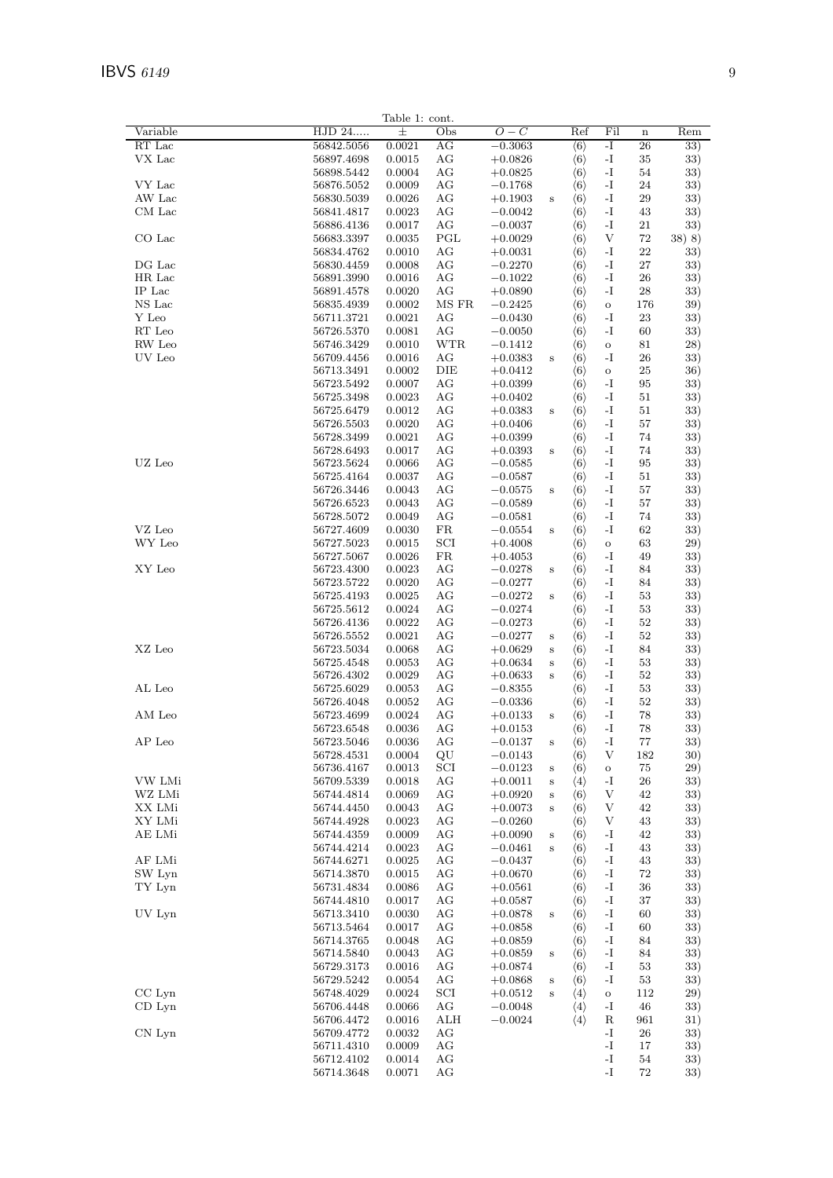Table 1: cont.

| Variable | HJD 24..... | ± | Obs | $O-C$ | | Ref | Fil | n | Rem |
|---|---|---|---|---|---|---|---|---|---|
| RT Lac | 56842.5056 | 0.0021 | AG | $-0.3063$ | | ⟨6⟩ | -I | 26 | 33) |
| VX Lac | 56897.4698 | 0.0015 | AG | $+0.0826$ | | ⟨6⟩ | -I | 35 | 33) |
| | 56898.5442 | 0.0004 | AG | $+0.0825$ | | ⟨6⟩ | -I | 54 | 33) |
| VY Lac | 56876.5052 | 0.0009 | AG | $-0.1768$ | | ⟨6⟩ | -I | 24 | 33) |
| AW Lac | 56830.5039 | 0.0026 | AG | $+0.1903$ | s | ⟨6⟩ | -I | 29 | 33) |
| CM Lac | 56841.4817 | 0.0023 | AG | $-0.0042$ | | ⟨6⟩ | -I | 43 | 33) |
| | 56886.4136 | 0.0017 | AG | $-0.0037$ | | ⟨6⟩ | -I | 21 | 33) |
| CO Lac | 56683.3397 | 0.0035 | PGL | $+0.0029$ | | ⟨6⟩ | V | 72 | 38) 8) |
| | 56834.4762 | 0.0010 | AG | $+0.0031$ | | ⟨6⟩ | -I | 22 | 33) |
| DG Lac | 56830.4459 | 0.0008 | AG | $-0.2270$ | | ⟨6⟩ | -I | 27 | 33) |
| HR Lac | 56891.3990 | 0.0016 | AG | $-0.1022$ | | ⟨6⟩ | -I | 26 | 33) |
| IP Lac | 56891.4578 | 0.0020 | AG | $+0.0890$ | | ⟨6⟩ | -I | 28 | 33) |
| NS Lac | 56835.4939 | 0.0002 | MS FR | $-0.2425$ | | ⟨6⟩ | o | 176 | 39) |
| Y Leo | 56711.3721 | 0.0021 | AG | $-0.0430$ | | ⟨6⟩ | -I | 23 | 33) |
| RT Leo | 56726.5370 | 0.0081 | AG | $-0.0050$ | | ⟨6⟩ | -I | 60 | 33) |
| RW Leo | 56746.3429 | 0.0010 | WTR | $-0.1412$ | | ⟨6⟩ | o | 81 | 28) |
| UV Leo | 56709.4456 | 0.0016 | AG | $+0.0383$ | s | ⟨6⟩ | -I | 26 | 33) |
| | 56713.3491 | 0.0002 | DIE | $+0.0412$ | | ⟨6⟩ | o | 25 | 36) |
| | 56723.5492 | 0.0007 | AG | $+0.0399$ | | ⟨6⟩ | -I | 95 | 33) |
| | 56725.3498 | 0.0023 | AG | $+0.0402$ | | ⟨6⟩ | -I | 51 | 33) |
| | 56725.6479 | 0.0012 | AG | $+0.0383$ | s | ⟨6⟩ | -I | 51 | 33) |
| | 56726.5503 | 0.0020 | AG | $+0.0406$ | | ⟨6⟩ | -I | 57 | 33) |
| | 56728.3499 | 0.0021 | AG | $+0.0399$ | | ⟨6⟩ | -I | 74 | 33) |
| | 56728.6493 | 0.0017 | AG | $+0.0393$ | s | ⟨6⟩ | -I | 74 | 33) |
| UZ Leo | 56723.5624 | 0.0066 | AG | $-0.0585$ | | ⟨6⟩ | -I | 95 | 33) |
| | 56725.4164 | 0.0037 | AG | $-0.0587$ | | ⟨6⟩ | -I | 51 | 33) |
| | 56726.3446 | 0.0043 | AG | $-0.0575$ | s | ⟨6⟩ | -I | 57 | 33) |
| | 56726.6523 | 0.0043 | AG | $-0.0589$ | | ⟨6⟩ | -I | 57 | 33) |
| | 56728.5072 | 0.0049 | AG | $-0.0581$ | | ⟨6⟩ | -I | 74 | 33) |
| VZ Leo | 56727.4609 | 0.0030 | FR | $-0.0554$ | s | ⟨6⟩ | -I | 62 | 33) |
| WY Leo | 56727.5023 | 0.0015 | SCI | $+0.4008$ | | ⟨6⟩ | o | 63 | 29) |
| | 56727.5067 | 0.0026 | FR | $+0.4053$ | | ⟨6⟩ | -I | 49 | 33) |
| XY Leo | 56723.4300 | 0.0023 | AG | $-0.0278$ | s | ⟨6⟩ | -I | 84 | 33) |
| | 56723.5722 | 0.0020 | AG | $-0.0277$ | | ⟨6⟩ | -I | 84 | 33) |
| | 56725.4193 | 0.0025 | AG | $-0.0272$ | s | ⟨6⟩ | -I | 53 | 33) |
| | 56725.5612 | 0.0024 | AG | $-0.0274$ | | ⟨6⟩ | -I | 53 | 33) |
| | 56726.4136 | 0.0022 | AG | $-0.0273$ | | ⟨6⟩ | -I | 52 | 33) |
| | 56726.5552 | 0.0021 | AG | $-0.0277$ | s | ⟨6⟩ | -I | 52 | 33) |
| XZ Leo | 56723.5034 | 0.0068 | AG | $+0.0629$ | s | ⟨6⟩ | -I | 84 | 33) |
| | 56725.4548 | 0.0053 | AG | $+0.0634$ | s | ⟨6⟩ | -I | 53 | 33) |
| | 56726.4302 | 0.0029 | AG | $+0.0633$ | s | ⟨6⟩ | -I | 52 | 33) |
| AL Leo | 56725.6029 | 0.0053 | AG | $-0.8355$ | | ⟨6⟩ | -I | 53 | 33) |
| | 56726.4048 | 0.0052 | AG | $-0.0336$ | | ⟨6⟩ | -I | 52 | 33) |
| AM Leo | 56723.4699 | 0.0024 | AG | $+0.0133$ | s | ⟨6⟩ | -I | 78 | 33) |
| | 56723.6548 | 0.0036 | AG | $+0.0153$ | | ⟨6⟩ | -I | 78 | 33) |
| AP Leo | 56723.5046 | 0.0036 | AG | $-0.0137$ | s | ⟨6⟩ | -I | 77 | 33) |
| | 56728.4531 | 0.0004 | QU | $-0.0143$ | | ⟨6⟩ | V | 182 | 30) |
| | 56736.4167 | 0.0013 | SCI | $-0.0123$ | s | ⟨6⟩ | o | 75 | 29) |
| VW LMi | 56709.5339 | 0.0018 | AG | $+0.0011$ | s | ⟨4⟩ | -I | 26 | 33) |
| WZ LMi | 56744.4814 | 0.0069 | AG | $+0.0920$ | s | ⟨6⟩ | V | 42 | 33) |
| XX LMi | 56744.4450 | 0.0043 | AG | $+0.0073$ | s | ⟨6⟩ | V | 42 | 33) |
| XY LMi | 56744.4928 | 0.0023 | AG | $-0.0260$ | | ⟨6⟩ | V | 43 | 33) |
| AE LMi | 56744.4359 | 0.0009 | AG | $+0.0090$ | s | ⟨6⟩ | -I | 42 | 33) |
| | 56744.4214 | 0.0023 | AG | $-0.0461$ | s | ⟨6⟩ | -I | 43 | 33) |
| AF LMi | 56744.6271 | 0.0025 | AG | $-0.0437$ | | ⟨6⟩ | -I | 43 | 33) |
| SW Lyn | 56714.3870 | 0.0015 | AG | $+0.0670$ | | ⟨6⟩ | -I | 72 | 33) |
| TY Lyn | 56731.4834 | 0.0086 | AG | $+0.0561$ | | ⟨6⟩ | -I | 36 | 33) |
| | 56744.4810 | 0.0017 | AG | $+0.0587$ | | ⟨6⟩ | -I | 37 | 33) |
| UV Lyn | 56713.3410 | 0.0030 | AG | $+0.0878$ | s | ⟨6⟩ | -I | 60 | 33) |
| | 56713.5464 | 0.0017 | AG | $+0.0858$ | | ⟨6⟩ | -I | 60 | 33) |
| | 56714.3765 | 0.0048 | AG | $+0.0859$ | | ⟨6⟩ | -I | 84 | 33) |
| | 56714.5840 | 0.0043 | AG | $+0.0859$ | s | ⟨6⟩ | -I | 84 | 33) |
| | 56729.3173 | 0.0016 | AG | $+0.0874$ | | ⟨6⟩ | -I | 53 | 33) |
| | 56729.5242 | 0.0054 | AG | $+0.0868$ | s | ⟨6⟩ | -I | 53 | 33) |
| CC Lyn | 56748.4029 | 0.0024 | SCI | $+0.0512$ | s | ⟨4⟩ | o | 112 | 29) |
| CD Lyn | 56706.4448 | 0.0066 | AG | $-0.0048$ | | ⟨4⟩ | -I | 46 | 33) |
| | 56706.4472 | 0.0016 | ALH | $-0.0024$ | | ⟨4⟩ | R | 961 | 31) |
| CN Lyn | 56709.4772 | 0.0032 | AG | | | | -I | 26 | 33) |
| | 56711.4310 | 0.0009 | AG | | | | -I | 17 | 33) |
| | 56712.4102 | 0.0014 | AG | | | | -I | 54 | 33) |
| | 56714.3648 | 0.0071 | AG | | | | -I | 72 | 33) |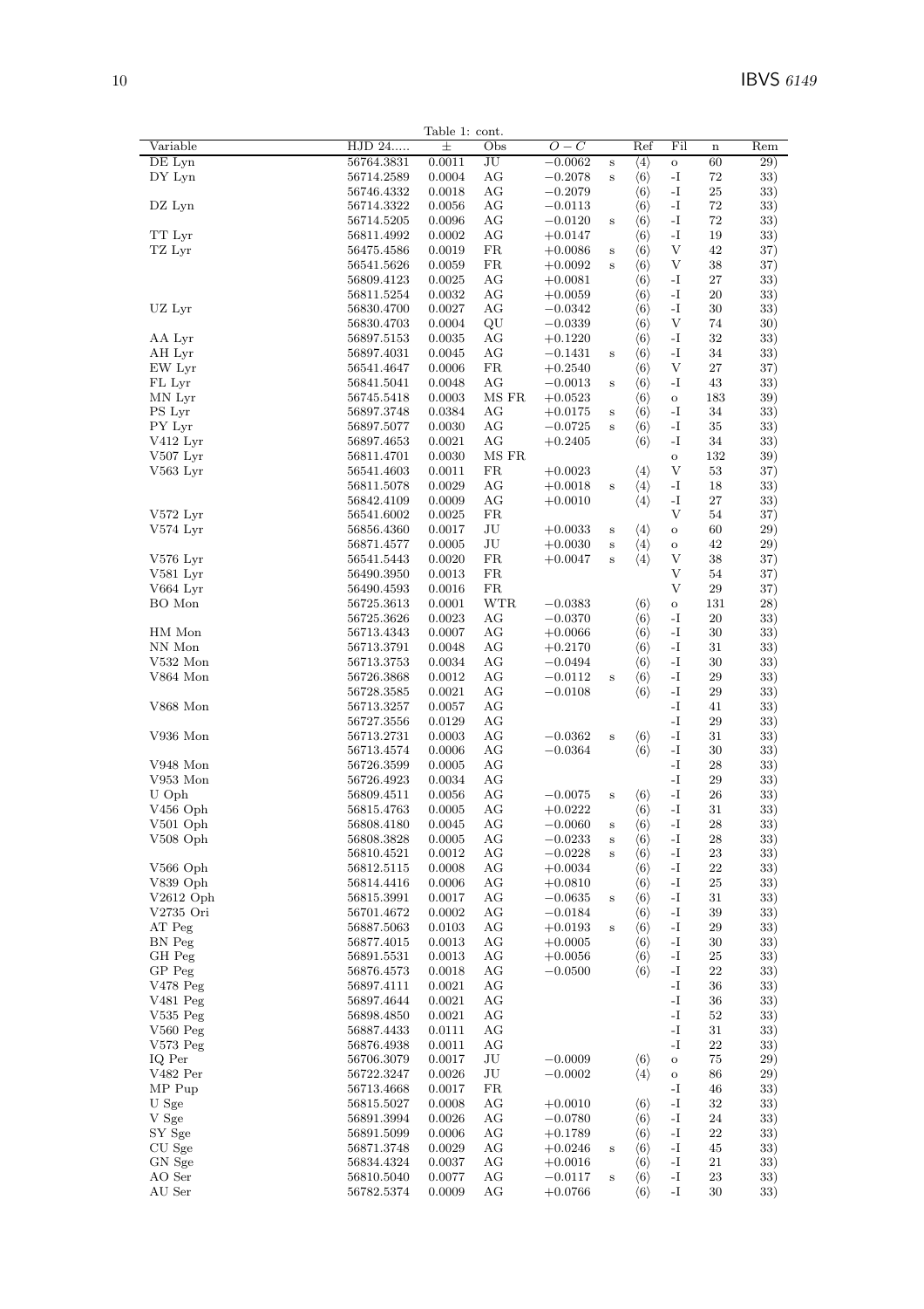Table 1: cont.

| Variable | HJD 24..... | ± | Obs | $O-C$ | | Ref | Fil | n | Rem |
|---|---|---|---|---|---|---|---|---|---|
| DE Lyn | 56764.3831 | 0.0011 | JU | $-0.0062$ | s | ⟨4⟩ | o | 60 | 29) |
| DY Lyn | 56714.2589 | 0.0004 | AG | $-0.2078$ | s | ⟨6⟩ | -I | 72 | 33) |
| | 56746.4332 | 0.0018 | AG | $-0.2079$ | | ⟨6⟩ | -I | 25 | 33) |
| DZ Lyn | 56714.3322 | 0.0056 | AG | $-0.0113$ | | ⟨6⟩ | -I | 72 | 33) |
| | 56714.5205 | 0.0096 | AG | $-0.0120$ | s | ⟨6⟩ | -I | 72 | 33) |
| TT Lyr | 56811.4992 | 0.0002 | AG | $+0.0147$ | | ⟨6⟩ | -I | 19 | 33) |
| TZ Lyr | 56475.4586 | 0.0019 | FR | $+0.0086$ | s | ⟨6⟩ | V | 42 | 37) |
| | 56541.5626 | 0.0059 | FR | $+0.0092$ | s | ⟨6⟩ | V | 38 | 37) |
| | 56809.4123 | 0.0025 | AG | $+0.0081$ | | ⟨6⟩ | -I | 27 | 33) |
| | 56811.5254 | 0.0032 | AG | $+0.0059$ | | ⟨6⟩ | -I | 20 | 33) |
| UZ Lyr | 56830.4700 | 0.0027 | AG | $-0.0342$ | | ⟨6⟩ | -I | 30 | 33) |
| | 56830.4703 | 0.0004 | QU | $-0.0339$ | | ⟨6⟩ | V | 74 | 30) |
| AA Lyr | 56897.5153 | 0.0035 | AG | $+0.1220$ | | ⟨6⟩ | -I | 32 | 33) |
| AH Lyr | 56897.4031 | 0.0045 | AG | $-0.1431$ | s | ⟨6⟩ | -I | 34 | 33) |
| EW Lyr | 56541.4647 | 0.0006 | FR | $+0.2540$ | | ⟨6⟩ | V | 27 | 37) |
| FL Lyr | 56841.5041 | 0.0048 | AG | $-0.0013$ | s | ⟨6⟩ | -I | 43 | 33) |
| MN Lyr | 56745.5418 | 0.0003 | MS FR | $+0.0523$ | | ⟨6⟩ | o | 183 | 39) |
| PS Lyr | 56897.3748 | 0.0384 | AG | $+0.0175$ | s | ⟨6⟩ | -I | 34 | 33) |
| PY Lyr | 56897.5077 | 0.0030 | AG | $-0.0725$ | s | ⟨6⟩ | -I | 35 | 33) |
| V412 Lyr | 56897.4653 | 0.0021 | AG | $+0.2405$ | | ⟨6⟩ | -I | 34 | 33) |
| V507 Lyr | 56811.4701 | 0.0030 | MS FR | | | | o | 132 | 39) |
| V563 Lyr | 56541.4603 | 0.0011 | FR | $+0.0023$ | | ⟨4⟩ | V | 53 | 37) |
| | 56811.5078 | 0.0029 | AG | $+0.0018$ | s | ⟨4⟩ | -I | 18 | 33) |
| | 56842.4109 | 0.0009 | AG | $+0.0010$ | | ⟨4⟩ | -I | 27 | 33) |
| V572 Lyr | 56541.6002 | 0.0025 | FR | | | | V | 54 | 37) |
| V574 Lyr | 56856.4360 | 0.0017 | JU | $+0.0033$ | s | ⟨4⟩ | o | 60 | 29) |
| | 56871.4577 | 0.0005 | JU | $+0.0030$ | s | ⟨4⟩ | o | 42 | 29) |
| V576 Lyr | 56541.5443 | 0.0020 | FR | $+0.0047$ | s | ⟨4⟩ | V | 38 | 37) |
| V581 Lyr | 56490.3950 | 0.0013 | FR | | | | V | 54 | 37) |
| V664 Lyr | 56490.4593 | 0.0016 | FR | | | | V | 29 | 37) |
| BO Mon | 56725.3613 | 0.0001 | WTR | $-0.0383$ | | ⟨6⟩ | o | 131 | 28) |
| | 56725.3626 | 0.0023 | AG | $-0.0370$ | | ⟨6⟩ | -I | 20 | 33) |
| HM Mon | 56713.4343 | 0.0007 | AG | $+0.0066$ | | ⟨6⟩ | -I | 30 | 33) |
| NN Mon | 56713.3791 | 0.0048 | AG | $+0.2170$ | | ⟨6⟩ | -I | 31 | 33) |
| V532 Mon | 56713.3753 | 0.0034 | AG | $-0.0494$ | | ⟨6⟩ | -I | 30 | 33) |
| V864 Mon | 56726.3868 | 0.0012 | AG | $-0.0112$ | s | ⟨6⟩ | -I | 29 | 33) |
| | 56728.3585 | 0.0021 | AG | $-0.0108$ | | ⟨6⟩ | -I | 29 | 33) |
| V868 Mon | 56713.3257 | 0.0057 | AG | | | | -I | 41 | 33) |
| | 56727.3556 | 0.0129 | AG | | | | -I | 29 | 33) |
| V936 Mon | 56713.2731 | 0.0003 | AG | $-0.0362$ | s | ⟨6⟩ | -I | 31 | 33) |
| | 56713.4574 | 0.0006 | AG | $-0.0364$ | | ⟨6⟩ | -I | 30 | 33) |
| V948 Mon | 56726.3599 | 0.0005 | AG | | | | -I | 28 | 33) |
| V953 Mon | 56726.4923 | 0.0034 | AG | | | | -I | 29 | 33) |
| U Oph | 56809.4511 | 0.0056 | AG | $-0.0075$ | s | ⟨6⟩ | -I | 26 | 33) |
| V456 Oph | 56815.4763 | 0.0005 | AG | $+0.0222$ | | ⟨6⟩ | -I | 31 | 33) |
| V501 Oph | 56808.4180 | 0.0045 | AG | $-0.0060$ | s | ⟨6⟩ | -I | 28 | 33) |
| V508 Oph | 56808.3828 | 0.0005 | AG | $-0.0233$ | s | ⟨6⟩ | -I | 28 | 33) |
| | 56810.4521 | 0.0012 | AG | $-0.0228$ | s | ⟨6⟩ | -I | 23 | 33) |
| V566 Oph | 56812.5115 | 0.0008 | AG | $+0.0034$ | | ⟨6⟩ | -I | 22 | 33) |
| V839 Oph | 56814.4416 | 0.0006 | AG | $+0.0810$ | | ⟨6⟩ | -I | 25 | 33) |
| V2612 Oph | 56815.3991 | 0.0017 | AG | $-0.0635$ | s | ⟨6⟩ | -I | 31 | 33) |
| V2735 Ori | 56701.4672 | 0.0002 | AG | $-0.0184$ | | ⟨6⟩ | -I | 39 | 33) |
| AT Peg | 56887.5063 | 0.0103 | AG | $+0.0193$ | s | ⟨6⟩ | -I | 29 | 33) |
| BN Peg | 56877.4015 | 0.0013 | AG | $+0.0005$ | | ⟨6⟩ | -I | 30 | 33) |
| GH Peg | 56891.5531 | 0.0013 | AG | $+0.0056$ | | ⟨6⟩ | -I | 25 | 33) |
| GP Peg | 56876.4573 | 0.0018 | AG | $-0.0500$ | | ⟨6⟩ | -I | 22 | 33) |
| V478 Peg | 56897.4111 | 0.0021 | AG | | | | -I | 36 | 33) |
| V481 Peg | 56897.4644 | 0.0021 | AG | | | | -I | 36 | 33) |
| V535 Peg | 56898.4850 | 0.0021 | AG | | | | -I | 52 | 33) |
| V560 Peg | 56887.4433 | 0.0111 | AG | | | | -I | 31 | 33) |
| V573 Peg | 56876.4938 | 0.0011 | AG | | | | -I | 22 | 33) |
| IQ Per | 56706.3079 | 0.0017 | JU | $-0.0009$ | | ⟨6⟩ | o | 75 | 29) |
| V482 Per | 56722.3247 | 0.0026 | JU | $-0.0002$ | | ⟨4⟩ | o | 86 | 29) |
| MP Pup | 56713.4668 | 0.0017 | FR | | | | -I | 46 | 33) |
| U Sge | 56815.5027 | 0.0008 | AG | $+0.0010$ | | ⟨6⟩ | -I | 32 | 33) |
| V Sge | 56891.3994 | 0.0026 | AG | $-0.0780$ | | ⟨6⟩ | -I | 24 | 33) |
| SY Sge | 56891.5099 | 0.0006 | AG | $+0.1789$ | | ⟨6⟩ | -I | 22 | 33) |
| CU Sge | 56871.3748 | 0.0029 | AG | $+0.0246$ | s | ⟨6⟩ | -I | 45 | 33) |
| GN Sge | 56834.4324 | 0.0037 | AG | $+0.0016$ | | ⟨6⟩ | -I | 21 | 33) |
| AO Ser | 56810.5040 | 0.0077 | AG | $-0.0117$ | s | ⟨6⟩ | -I | 23 | 33) |
| AU Ser | 56782.5374 | 0.0009 | AG | $+0.0766$ | | ⟨6⟩ | -I | 30 | 33) |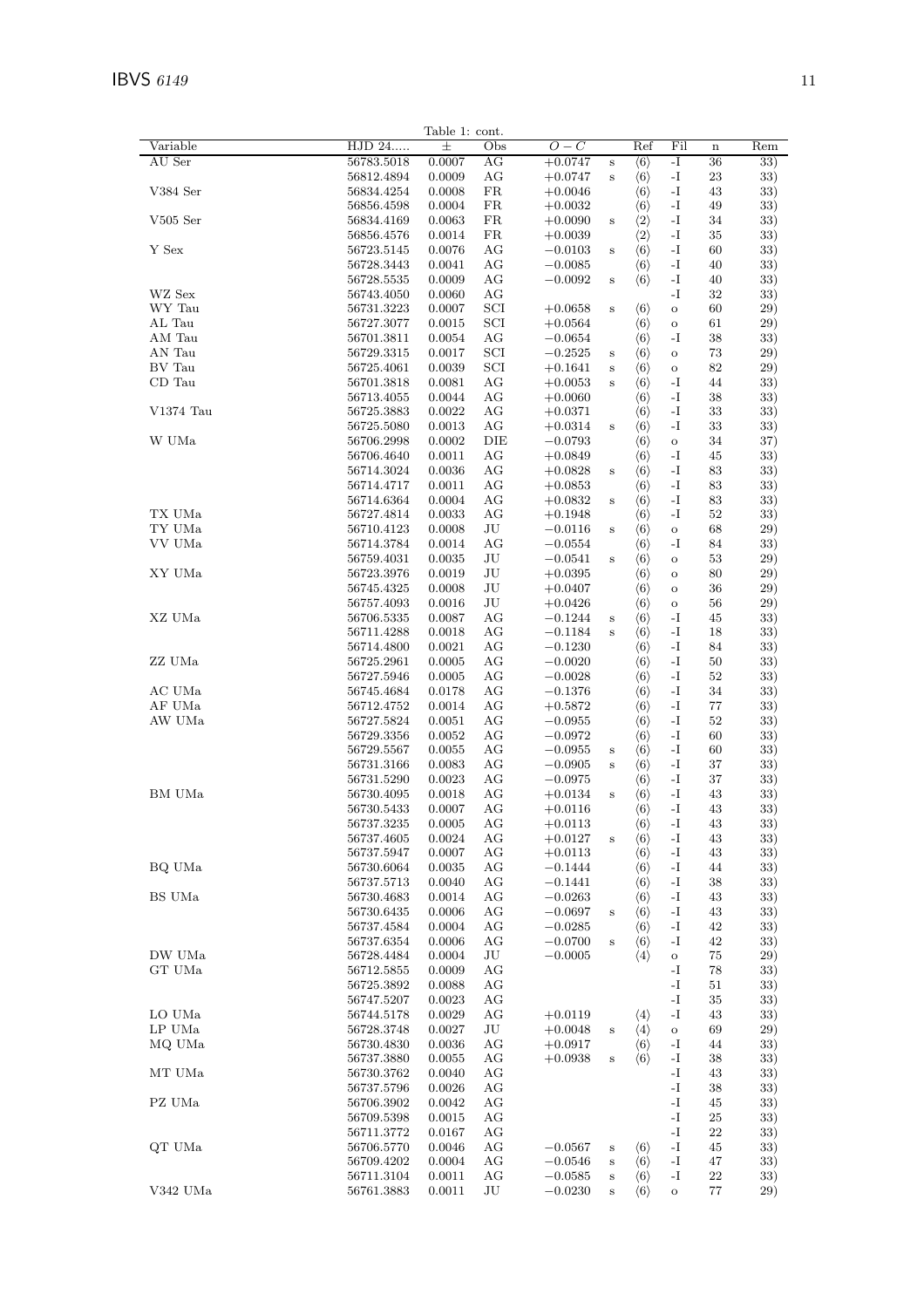Table 1: cont.

| Variable | HJD 24..... | ± | Obs | $O-C$ | | Ref | Fil | n | Rem |
|---|---|---|---|---|---|---|---|---|---|
| AU Ser | 56783.5018 | 0.0007 | AG | +0.0747 | s | ⟨6⟩ | -I | 36 | 33) |
| | 56812.4894 | 0.0009 | AG | +0.0747 | s | ⟨6⟩ | -I | 23 | 33) |
| V384 Ser | 56834.4254 | 0.0008 | FR | +0.0046 | | ⟨6⟩ | -I | 43 | 33) |
| | 56856.4598 | 0.0004 | FR | +0.0032 | | ⟨6⟩ | -I | 49 | 33) |
| V505 Ser | 56834.4169 | 0.0063 | FR | +0.0090 | s | ⟨2⟩ | -I | 34 | 33) |
| | 56856.4576 | 0.0014 | FR | +0.0039 | | ⟨2⟩ | -I | 35 | 33) |
| Y Sex | 56723.5145 | 0.0076 | AG | −0.0103 | s | ⟨6⟩ | -I | 60 | 33) |
| | 56728.3443 | 0.0041 | AG | −0.0085 | | ⟨6⟩ | -I | 40 | 33) |
| | 56728.5535 | 0.0009 | AG | −0.0092 | s | ⟨6⟩ | -I | 40 | 33) |
| WZ Sex | 56743.4050 | 0.0060 | AG | | | | -I | 32 | 33) |
| WY Tau | 56731.3223 | 0.0007 | SCI | +0.0658 | s | ⟨6⟩ | o | 60 | 29) |
| AL Tau | 56727.3077 | 0.0015 | SCI | +0.0564 | | ⟨6⟩ | o | 61 | 29) |
| AM Tau | 56701.3811 | 0.0054 | AG | −0.0654 | | ⟨6⟩ | -I | 38 | 33) |
| AN Tau | 56729.3315 | 0.0017 | SCI | −0.2525 | s | ⟨6⟩ | o | 73 | 29) |
| BV Tau | 56725.4061 | 0.0039 | SCI | +0.1641 | s | ⟨6⟩ | o | 82 | 29) |
| CD Tau | 56701.3818 | 0.0081 | AG | +0.0053 | s | ⟨6⟩ | -I | 44 | 33) |
| | 56713.4055 | 0.0044 | AG | +0.0060 | | ⟨6⟩ | -I | 38 | 33) |
| V1374 Tau | 56725.3883 | 0.0022 | AG | +0.0371 | | ⟨6⟩ | -I | 33 | 33) |
| | 56725.5080 | 0.0013 | AG | +0.0314 | s | ⟨6⟩ | -I | 33 | 33) |
| W UMa | 56706.2998 | 0.0002 | DIE | −0.0793 | | ⟨6⟩ | o | 34 | 37) |
| | 56706.4640 | 0.0011 | AG | +0.0849 | | ⟨6⟩ | -I | 45 | 33) |
| | 56714.3024 | 0.0036 | AG | +0.0828 | s | ⟨6⟩ | -I | 83 | 33) |
| | 56714.4717 | 0.0011 | AG | +0.0853 | | ⟨6⟩ | -I | 83 | 33) |
| | 56714.6364 | 0.0004 | AG | +0.0832 | s | ⟨6⟩ | -I | 83 | 33) |
| TX UMa | 56727.4814 | 0.0033 | AG | +0.1948 | | ⟨6⟩ | -I | 52 | 33) |
| TY UMa | 56710.4123 | 0.0008 | JU | −0.0116 | s | ⟨6⟩ | o | 68 | 29) |
| VV UMa | 56714.3784 | 0.0014 | AG | −0.0554 | | ⟨6⟩ | -I | 84 | 33) |
| | 56759.4031 | 0.0035 | JU | −0.0541 | s | ⟨6⟩ | o | 53 | 29) |
| XY UMa | 56723.3976 | 0.0019 | JU | +0.0395 | | ⟨6⟩ | o | 80 | 29) |
| | 56745.4325 | 0.0008 | JU | +0.0407 | | ⟨6⟩ | o | 36 | 29) |
| | 56757.4093 | 0.0016 | JU | +0.0426 | | ⟨6⟩ | o | 56 | 29) |
| XZ UMa | 56706.5335 | 0.0087 | AG | −0.1244 | s | ⟨6⟩ | -I | 45 | 33) |
| | 56711.4288 | 0.0018 | AG | −0.1184 | s | ⟨6⟩ | -I | 18 | 33) |
| | 56714.4800 | 0.0021 | AG | −0.1230 | | ⟨6⟩ | -I | 84 | 33) |
| ZZ UMa | 56725.2961 | 0.0005 | AG | −0.0020 | | ⟨6⟩ | -I | 50 | 33) |
| | 56727.5946 | 0.0005 | AG | −0.0028 | | ⟨6⟩ | -I | 52 | 33) |
| AC UMa | 56745.4684 | 0.0178 | AG | −0.1376 | | ⟨6⟩ | -I | 34 | 33) |
| AF UMa | 56712.4752 | 0.0014 | AG | +0.5872 | | ⟨6⟩ | -I | 77 | 33) |
| AW UMa | 56727.5824 | 0.0051 | AG | −0.0955 | | ⟨6⟩ | -I | 52 | 33) |
| | 56729.3356 | 0.0052 | AG | −0.0972 | | ⟨6⟩ | -I | 60 | 33) |
| | 56729.5567 | 0.0055 | AG | −0.0955 | s | ⟨6⟩ | -I | 60 | 33) |
| | 56731.3166 | 0.0083 | AG | −0.0905 | s | ⟨6⟩ | -I | 37 | 33) |
| | 56731.5290 | 0.0023 | AG | −0.0975 | | ⟨6⟩ | -I | 37 | 33) |
| BM UMa | 56730.4095 | 0.0018 | AG | +0.0134 | s | ⟨6⟩ | -I | 43 | 33) |
| | 56730.5433 | 0.0007 | AG | +0.0116 | | ⟨6⟩ | -I | 43 | 33) |
| | 56737.3235 | 0.0005 | AG | +0.0113 | | ⟨6⟩ | -I | 43 | 33) |
| | 56737.4605 | 0.0024 | AG | +0.0127 | s | ⟨6⟩ | -I | 43 | 33) |
| | 56737.5947 | 0.0007 | AG | +0.0113 | | ⟨6⟩ | -I | 43 | 33) |
| BQ UMa | 56730.6064 | 0.0035 | AG | −0.1444 | | ⟨6⟩ | -I | 44 | 33) |
| | 56737.5713 | 0.0040 | AG | −0.1441 | | ⟨6⟩ | -I | 38 | 33) |
| BS UMa | 56730.4683 | 0.0014 | AG | −0.0263 | | ⟨6⟩ | -I | 43 | 33) |
| | 56730.6435 | 0.0006 | AG | −0.0697 | s | ⟨6⟩ | -I | 43 | 33) |
| | 56737.4584 | 0.0004 | AG | −0.0285 | | ⟨6⟩ | -I | 42 | 33) |
| | 56737.6354 | 0.0006 | AG | −0.0700 | s | ⟨6⟩ | -I | 42 | 33) |
| DW UMa | 56728.4484 | 0.0004 | JU | −0.0005 | | ⟨4⟩ | o | 75 | 29) |
| GT UMa | 56712.5855 | 0.0009 | AG | | | | -I | 78 | 33) |
| | 56725.3892 | 0.0088 | AG | | | | -I | 51 | 33) |
| | 56747.5207 | 0.0023 | AG | | | | -I | 35 | 33) |
| LO UMa | 56744.5178 | 0.0029 | AG | +0.0119 | | ⟨4⟩ | -I | 43 | 33) |
| LP UMa | 56728.3748 | 0.0027 | JU | +0.0048 | s | ⟨4⟩ | o | 69 | 29) |
| MQ UMa | 56730.4830 | 0.0036 | AG | +0.0917 | | ⟨6⟩ | -I | 44 | 33) |
| | 56737.3880 | 0.0055 | AG | +0.0938 | s | ⟨6⟩ | -I | 38 | 33) |
| MT UMa | 56730.3762 | 0.0040 | AG | | | | -I | 43 | 33) |
| | 56737.5796 | 0.0026 | AG | | | | -I | 38 | 33) |
| PZ UMa | 56706.3902 | 0.0042 | AG | | | | -I | 45 | 33) |
| | 56709.5398 | 0.0015 | AG | | | | -I | 25 | 33) |
| | 56711.3772 | 0.0167 | AG | | | | -I | 22 | 33) |
| QT UMa | 56706.5770 | 0.0046 | AG | −0.0567 | s | ⟨6⟩ | -I | 45 | 33) |
| | 56709.4202 | 0.0004 | AG | −0.0546 | s | ⟨6⟩ | -I | 47 | 33) |
| | 56711.3104 | 0.0011 | AG | −0.0585 | s | ⟨6⟩ | -I | 22 | 33) |
| V342 UMa | 56761.3883 | 0.0011 | JU | −0.0230 | s | ⟨6⟩ | o | 77 | 29) |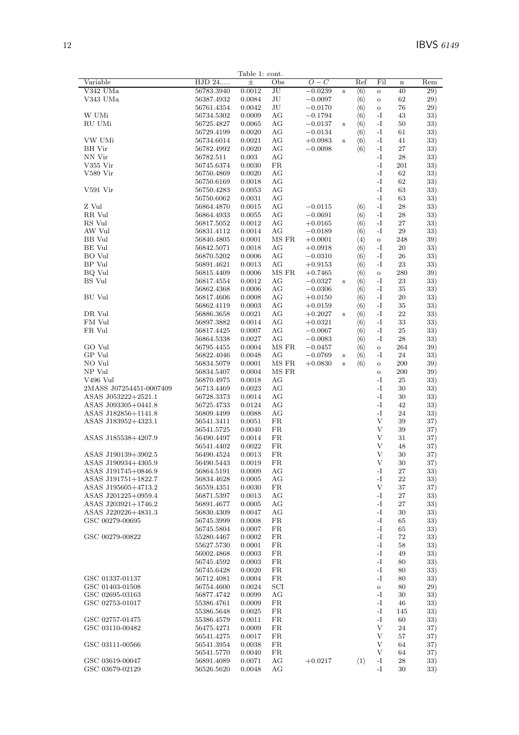Table 1: cont.

| Variable | HJD 24..... | ± | Obs | $O-C$ | | Ref | Fil | n | Rem |
|---|---|---|---|---|---|---|---|---|---|
| V342 UMa | 56783.3940 | 0.0012 | JU | −0.0239 | s | ⟨6⟩ | o | 40 | 29) |
| V343 UMa | 56387.4932 | 0.0084 | JU | −0.0097 | | ⟨6⟩ | o | 62 | 29) |
| | 56761.4354 | 0.0042 | JU | −0.0170 | | ⟨6⟩ | o | 76 | 29) |
| W UMi | 56734.5302 | 0.0009 | AG | −0.1794 | | ⟨6⟩ | -I | 43 | 33) |
| RU UMi | 56725.4827 | 0.0065 | AG | −0.0137 | s | ⟨6⟩ | -I | 50 | 33) |
| | 56729.4199 | 0.0020 | AG | −0.0134 | | ⟨6⟩ | -I | 61 | 33) |
| VW UMi | 56734.6014 | 0.0021 | AG | +0.0983 | s | ⟨6⟩ | -I | 41 | 33) |
| BH Vir | 56782.4992 | 0.0020 | AG | −0.0098 | | ⟨6⟩ | -I | 27 | 33) |
| NN Vir | 56782.511 | 0.003 | AG | | | | -I | 28 | 33) |
| V355 Vir | 56745.6374 | 0.0030 | FR | | | | -I | 201 | 33) |
| V589 Vir | 56750.4869 | 0.0020 | AG | | | | -I | 62 | 33) |
| | 56750.6169 | 0.0018 | AG | | | | -I | 62 | 33) |
| V591 Vir | 56750.4283 | 0.0053 | AG | | | | -I | 63 | 33) |
| | 56750.6062 | 0.0031 | AG | | | | -I | 63 | 33) |
| Z Vul | 56864.4870 | 0.0015 | AG | −0.0115 | | ⟨6⟩ | -I | 28 | 33) |
| RR Vul | 56864.4933 | 0.0055 | AG | −0.0691 | | ⟨6⟩ | -I | 28 | 33) |
| RS Vul | 56817.5052 | 0.0012 | AG | +0.0165 | | ⟨6⟩ | -I | 27 | 33) |
| AW Vul | 56831.4112 | 0.0014 | AG | −0.0189 | | ⟨6⟩ | -I | 29 | 33) |
| BB Vul | 56840.4805 | 0.0001 | MS FR | +0.0001 | | ⟨4⟩ | o | 248 | 39) |
| BE Vul | 56842.5071 | 0.0018 | AG | +0.0918 | | ⟨6⟩ | -I | 20 | 33) |
| BO Vul | 56870.5202 | 0.0006 | AG | −0.0310 | | ⟨6⟩ | -I | 26 | 33) |
| BP Vul | 56891.4621 | 0.0013 | AG | +0.9153 | | ⟨6⟩ | -I | 23 | 33) |
| BQ Vul | 56815.4409 | 0.0006 | MS FR | +0.7465 | | ⟨6⟩ | o | 280 | 39) |
| BS Vul | 56817.4554 | 0.0012 | AG | −0.0327 | s | ⟨6⟩ | -I | 23 | 33) |
| | 56862.4368 | 0.0006 | AG | −0.0306 | | ⟨6⟩ | -I | 35 | 33) |
| BU Vul | 56817.4606 | 0.0008 | AG | +0.0150 | | ⟨6⟩ | -I | 20 | 33) |
| | 56862.4119 | 0.0003 | AG | +0.0159 | | ⟨6⟩ | -I | 35 | 33) |
| DR Vul | 56886.3658 | 0.0021 | AG | +0.2027 | s | ⟨6⟩ | -I | 22 | 33) |
| FM Vul | 56897.3882 | 0.0014 | AG | +0.0321 | | ⟨6⟩ | -I | 33 | 33) |
| FR Vul | 56817.4425 | 0.0007 | AG | −0.0067 | | ⟨6⟩ | -I | 25 | 33) |
| | 56864.5338 | 0.0027 | AG | −0.0083 | | ⟨6⟩ | -I | 28 | 33) |
| GO Vul | 56795.4455 | 0.0004 | MS FR | −0.0457 | | ⟨6⟩ | o | 264 | 39) |
| GP Vul | 56822.4046 | 0.0048 | AG | −0.0769 | s | ⟨6⟩ | -I | 24 | 33) |
| NO Vul | 56834.5079 | 0.0001 | MS FR | +0.0830 | s | ⟨6⟩ | o | 200 | 39) |
| NP Vul | 56834.5407 | 0.0004 | MS FR | | | | o | 200 | 39) |
| V496 Vul | 56870.4975 | 0.0018 | AG | | | | -I | 25 | 33) |
| 2MASS J07254451-0007409 | 56713.4469 | 0.0023 | AG | | | | -I | 30 | 33) |
| ASAS J053222+2521.1 | 56728.3373 | 0.0014 | AG | | | | -I | 30 | 33) |
| ASAS J093305+0441.8 | 56725.4733 | 0.0124 | AG | | | | -I | 42 | 33) |
| ASAS J182856+1141.8 | 56809.4499 | 0.0088 | AG | | | | -I | 24 | 33) |
| ASAS J183952+4323.1 | 56541.3411 | 0.0051 | FR | | | | V | 39 | 37) |
| | 56541.5725 | 0.0040 | FR | | | | V | 39 | 37) |
| ASAS J185538+4207.9 | 56490.4497 | 0.0014 | FR | | | | V | 31 | 37) |
| | 56541.4402 | 0.0022 | FR | | | | V | 48 | 37) |
| ASAS J190139+3902.5 | 56490.4524 | 0.0013 | FR | | | | V | 30 | 37) |
| ASAS J190934+4305.9 | 56490.5443 | 0.0019 | FR | | | | V | 30 | 37) |
| ASAS J191745+0846.9 | 56864.5191 | 0.0009 | AG | | | | -I | 27 | 33) |
| ASAS J191751+1822.7 | 56834.4628 | 0.0005 | AG | | | | -I | 22 | 33) |
| ASAS J195605+4713.2 | 56559.4351 | 0.0030 | FR | | | | V | 37 | 37) |
| ASAS J201225+0959.4 | 56871.5397 | 0.0013 | AG | | | | -I | 27 | 33) |
| ASAS J203921+1746.2 | 56891.4677 | 0.0005 | AG | | | | -I | 27 | 33) |
| ASAS J220226+4831.3 | 56830.4309 | 0.0047 | AG | | | | -I | 30 | 33) |
| GSC 00279-00695 | 56745.3999 | 0.0008 | FR | | | | -I | 65 | 33) |
| | 56745.5804 | 0.0007 | FR | | | | -I | 65 | 33) |
| GSC 00279-00822 | 55280.4467 | 0.0002 | FR | | | | -I | 72 | 33) |
| | 55627.5730 | 0.0001 | FR | | | | -I | 58 | 33) |
| | 56002.4868 | 0.0003 | FR | | | | -I | 49 | 33) |
| | 56745.4592 | 0.0003 | FR | | | | -I | 80 | 33) |
| | 56745.6428 | 0.0020 | FR | | | | -I | 80 | 33) |
| GSC 01337-01137 | 56712.4081 | 0.0004 | FR | | | | -I | 80 | 33) |
| GSC 01403-01508 | 56754.4600 | 0.0024 | SCI | | | | o | 80 | 29) |
| GSC 02695-03163 | 56877.4742 | 0.0099 | AG | | | | -I | 30 | 33) |
| GSC 02753-01017 | 55386.4761 | 0.0009 | FR | | | | -I | 46 | 33) |
| | 55386.5648 | 0.0025 | FR | | | | -I | 145 | 33) |
| GSC 02757-01475 | 55386.4579 | 0.0011 | FR | | | | -I | 60 | 33) |
| GSC 03110-00482 | 56475.4271 | 0.0009 | FR | | | | V | 24 | 37) |
| | 56541.4275 | 0.0017 | FR | | | | V | 57 | 37) |
| GSC 03111-00566 | 56541.3954 | 0.0038 | FR | | | | V | 64 | 37) |
| | 56541.5770 | 0.0040 | FR | | | | V | 64 | 37) |
| GSC 03619-00047 | 56891.4089 | 0.0071 | AG | +0.0217 | | ⟨1⟩ | -I | 28 | 33) |
| GSC 03679-02129 | 56526.5620 | 0.0048 | AG | | | | -I | 30 | 33) |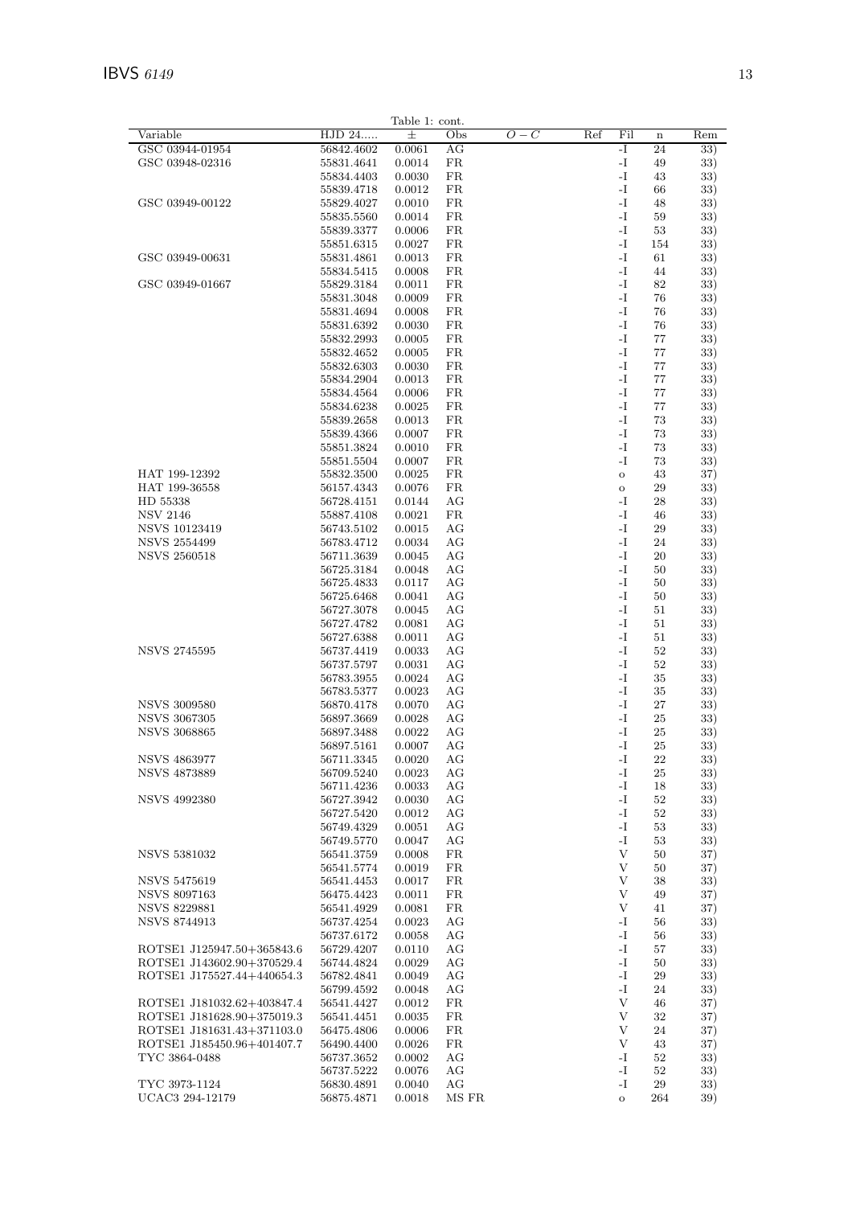Table 1: cont.

| Variable | HJD 24..... | ± | Obs | $O-C$ | Ref | Fil | n | Rem |
|---|---|---|---|---|---|---|---|---|
| GSC 03944-01954 | 56842.4602 | 0.0061 | AG | | | -I | 24 | 33) |
| GSC 03948-02316 | 55831.4641 | 0.0014 | FR | | | -I | 49 | 33) |
| | 55834.4403 | 0.0030 | FR | | | -I | 43 | 33) |
| | 55839.4718 | 0.0012 | FR | | | -I | 66 | 33) |
| GSC 03949-00122 | 55829.4027 | 0.0010 | FR | | | -I | 48 | 33) |
| | 55835.5560 | 0.0014 | FR | | | -I | 59 | 33) |
| | 55839.3377 | 0.0006 | FR | | | -I | 53 | 33) |
| | 55851.6315 | 0.0027 | FR | | | -I | 154 | 33) |
| GSC 03949-00631 | 55831.4861 | 0.0013 | FR | | | -I | 61 | 33) |
| | 55834.5415 | 0.0008 | FR | | | -I | 44 | 33) |
| GSC 03949-01667 | 55829.3184 | 0.0011 | FR | | | -I | 82 | 33) |
| | 55831.3048 | 0.0009 | FR | | | -I | 76 | 33) |
| | 55831.4694 | 0.0008 | FR | | | -I | 76 | 33) |
| | 55831.6392 | 0.0030 | FR | | | -I | 76 | 33) |
| | 55832.2993 | 0.0005 | FR | | | -I | 77 | 33) |
| | 55832.4652 | 0.0005 | FR | | | -I | 77 | 33) |
| | 55832.6303 | 0.0030 | FR | | | -I | 77 | 33) |
| | 55834.2904 | 0.0013 | FR | | | -I | 77 | 33) |
| | 55834.4564 | 0.0006 | FR | | | -I | 77 | 33) |
| | 55834.6238 | 0.0025 | FR | | | -I | 77 | 33) |
| | 55839.2658 | 0.0013 | FR | | | -I | 73 | 33) |
| | 55839.4366 | 0.0007 | FR | | | -I | 73 | 33) |
| | 55851.3824 | 0.0010 | FR | | | -I | 73 | 33) |
| | 55851.5504 | 0.0007 | FR | | | -I | 73 | 33) |
| HAT 199-12392 | 55832.3500 | 0.0025 | FR | | | o | 43 | 37) |
| HAT 199-36558 | 56157.4343 | 0.0076 | FR | | | o | 29 | 33) |
| HD 55338 | 56728.4151 | 0.0144 | AG | | | -I | 28 | 33) |
| NSV 2146 | 55887.4108 | 0.0021 | FR | | | -I | 46 | 33) |
| NSVS 10123419 | 56743.5102 | 0.0015 | AG | | | -I | 29 | 33) |
| NSVS 2554499 | 56783.4712 | 0.0034 | AG | | | -I | 24 | 33) |
| NSVS 2560518 | 56711.3639 | 0.0045 | AG | | | -I | 20 | 33) |
| | 56725.3184 | 0.0048 | AG | | | -I | 50 | 33) |
| | 56725.4833 | 0.0117 | AG | | | -I | 50 | 33) |
| | 56725.6468 | 0.0041 | AG | | | -I | 50 | 33) |
| | 56727.3078 | 0.0045 | AG | | | -I | 51 | 33) |
| | 56727.4782 | 0.0081 | AG | | | -I | 51 | 33) |
| | 56727.6388 | 0.0011 | AG | | | -I | 51 | 33) |
| NSVS 2745595 | 56737.4419 | 0.0033 | AG | | | -I | 52 | 33) |
| | 56737.5797 | 0.0031 | AG | | | -I | 52 | 33) |
| | 56783.3955 | 0.0024 | AG | | | -I | 35 | 33) |
| | 56783.5377 | 0.0023 | AG | | | -I | 35 | 33) |
| NSVS 3009580 | 56870.4178 | 0.0070 | AG | | | -I | 27 | 33) |
| NSVS 3067305 | 56897.3669 | 0.0028 | AG | | | -I | 25 | 33) |
| NSVS 3068865 | 56897.3488 | 0.0022 | AG | | | -I | 25 | 33) |
| | 56897.5161 | 0.0007 | AG | | | -I | 25 | 33) |
| NSVS 4863977 | 56711.3345 | 0.0020 | AG | | | -I | 22 | 33) |
| NSVS 4873889 | 56709.5240 | 0.0023 | AG | | | -I | 25 | 33) |
| | 56711.4236 | 0.0033 | AG | | | -I | 18 | 33) |
| NSVS 4992380 | 56727.3942 | 0.0030 | AG | | | -I | 52 | 33) |
| | 56727.5420 | 0.0012 | AG | | | -I | 52 | 33) |
| | 56749.4329 | 0.0051 | AG | | | -I | 53 | 33) |
| | 56749.5770 | 0.0047 | AG | | | -I | 53 | 33) |
| NSVS 5381032 | 56541.3759 | 0.0008 | FR | | | V | 50 | 37) |
| | 56541.5774 | 0.0019 | FR | | | V | 50 | 37) |
| NSVS 5475619 | 56541.4453 | 0.0017 | FR | | | V | 38 | 33) |
| NSVS 8097163 | 56475.4423 | 0.0011 | FR | | | V | 49 | 37) |
| NSVS 8229881 | 56541.4929 | 0.0081 | FR | | | V | 41 | 37) |
| NSVS 8744913 | 56737.4254 | 0.0023 | AG | | | -I | 56 | 33) |
| | 56737.6172 | 0.0058 | AG | | | -I | 56 | 33) |
| ROTSE1 J125947.50+365843.6 | 56729.4207 | 0.0110 | AG | | | -I | 57 | 33) |
| ROTSE1 J143602.90+370529.4 | 56744.4824 | 0.0029 | AG | | | -I | 50 | 33) |
| ROTSE1 J175527.44+440654.3 | 56782.4841 | 0.0049 | AG | | | -I | 29 | 33) |
| | 56799.4592 | 0.0048 | AG | | | -I | 24 | 33) |
| ROTSE1 J181032.62+403847.4 | 56541.4427 | 0.0012 | FR | | | V | 46 | 37) |
| ROTSE1 J181628.90+375019.3 | 56541.4451 | 0.0035 | FR | | | V | 32 | 37) |
| ROTSE1 J181631.43+371103.0 | 56475.4806 | 0.0006 | FR | | | V | 24 | 37) |
| ROTSE1 J185450.96+401407.7 | 56490.4400 | 0.0026 | FR | | | V | 43 | 37) |
| TYC 3864-0488 | 56737.3652 | 0.0002 | AG | | | -I | 52 | 33) |
| | 56737.5222 | 0.0076 | AG | | | -I | 52 | 33) |
| TYC 3973-1124 | 56830.4891 | 0.0040 | AG | | | -I | 29 | 33) |
| UCAC3 294-12179 | 56875.4871 | 0.0018 | MS FR | | | o | 264 | 39) |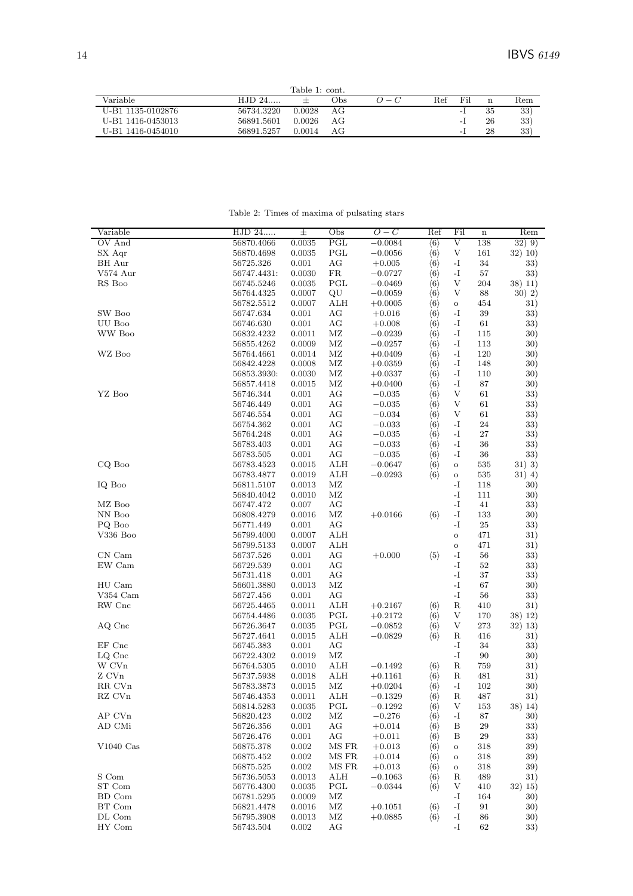Table 1: cont.

| Variable | HJD 24..... | ± | Obs | $O-C$ | Ref | Fil | n | Rem |
|---|---|---|---|---|---|---|---|---|
| U-B1 1135-0102876 | 56734.3220 | 0.0028 | AG | | | -I | 35 | 33) |
| U-B1 1416-0453013 | 56891.5601 | 0.0026 | AG | | | -I | 26 | 33) |
| U-B1 1416-0454010 | 56891.5257 | 0.0014 | AG | | | -I | 28 | 33) |

Table 2: Times of maxima of pulsating stars

| Variable | HJD 24..... | ± | Obs | $O-C$ | Ref | Fil | n | Rem |
|---|---|---|---|---|---|---|---|---|
| OV And | 56870.4066 | 0.0035 | PGL | −0.0084 | ⟨6⟩ | V | 138 | 32) 9) |
| SX Aqr | 56870.4698 | 0.0035 | PGL | −0.0056 | ⟨6⟩ | V | 161 | 32) 10) |
| BH Aur | 56725.326 | 0.001 | AG | +0.005 | ⟨6⟩ | -I | 34 | 33) |
| V574 Aur | 56747.4431: | 0.0030 | FR | −0.0727 | ⟨6⟩ | -I | 57 | 33) |
| RS Boo | 56745.5246 | 0.0035 | PGL | −0.0469 | ⟨6⟩ | V | 204 | 38) 11) |
| | 56764.4325 | 0.0007 | QU | −0.0059 | ⟨6⟩ | V | 88 | 30) 2) |
| | 56782.5512 | 0.0007 | ALH | +0.0005 | ⟨6⟩ | o | 454 | 31) |
| SW Boo | 56747.634 | 0.001 | AG | +0.016 | ⟨6⟩ | -I | 39 | 33) |
| UU Boo | 56746.630 | 0.001 | AG | +0.008 | ⟨6⟩ | -I | 61 | 33) |
| WW Boo | 56832.4232 | 0.0011 | MZ | −0.0239 | ⟨6⟩ | -I | 115 | 30) |
| | 56855.4262 | 0.0009 | MZ | −0.0257 | ⟨6⟩ | -I | 113 | 30) |
| WZ Boo | 56764.4661 | 0.0014 | MZ | +0.0409 | ⟨6⟩ | -I | 120 | 30) |
| | 56842.4228 | 0.0008 | MZ | +0.0359 | ⟨6⟩ | -I | 148 | 30) |
| | 56853.3930: | 0.0030 | MZ | +0.0337 | ⟨6⟩ | -I | 110 | 30) |
| | 56857.4418 | 0.0015 | MZ | +0.0400 | ⟨6⟩ | -I | 87 | 30) |
| YZ Boo | 56746.344 | 0.001 | AG | −0.035 | ⟨6⟩ | V | 61 | 33) |
| | 56746.449 | 0.001 | AG | −0.035 | ⟨6⟩ | V | 61 | 33) |
| | 56746.554 | 0.001 | AG | −0.034 | ⟨6⟩ | V | 61 | 33) |
| | 56754.362 | 0.001 | AG | −0.033 | ⟨6⟩ | -I | 24 | 33) |
| | 56764.248 | 0.001 | AG | −0.035 | ⟨6⟩ | -I | 27 | 33) |
| | 56783.403 | 0.001 | AG | −0.033 | ⟨6⟩ | -I | 36 | 33) |
| | 56783.505 | 0.001 | AG | −0.035 | ⟨6⟩ | -I | 36 | 33) |
| CQ Boo | 56783.4523 | 0.0015 | ALH | −0.0647 | ⟨6⟩ | o | 535 | 31) 3) |
| | 56783.4877 | 0.0019 | ALH | −0.0293 | ⟨6⟩ | o | 535 | 31) 4) |
| IQ Boo | 56811.5107 | 0.0013 | MZ | | | -I | 118 | 30) |
| | 56840.4042 | 0.0010 | MZ | | | -I | 111 | 30) |
| MZ Boo | 56747.472 | 0.007 | AG | | | -I | 41 | 33) |
| NN Boo | 56808.4279 | 0.0016 | MZ | +0.0166 | ⟨6⟩ | -I | 133 | 30) |
| PQ Boo | 56771.449 | 0.001 | AG | | | -I | 25 | 33) |
| V336 Boo | 56799.4000 | 0.0007 | ALH | | | o | 471 | 31) |
| | 56799.5133 | 0.0007 | ALH | | | o | 471 | 31) |
| CN Cam | 56737.526 | 0.001 | AG | +0.000 | ⟨5⟩ | -I | 56 | 33) |
| EW Cam | 56729.539 | 0.001 | AG | | | -I | 52 | 33) |
| | 56731.418 | 0.001 | AG | | | -I | 37 | 33) |
| HU Cam | 56601.3880 | 0.0013 | MZ | | | -I | 67 | 30) |
| V354 Cam | 56727.456 | 0.001 | AG | | | -I | 56 | 33) |
| RW Cnc | 56725.4465 | 0.0011 | ALH | +0.2167 | ⟨6⟩ | R | 410 | 31) |
| | 56754.4486 | 0.0035 | PGL | +0.2172 | ⟨6⟩ | V | 170 | 38) 12) |
| AQ Cnc | 56726.3647 | 0.0035 | PGL | −0.0852 | ⟨6⟩ | V | 273 | 32) 13) |
| | 56727.4641 | 0.0015 | ALH | −0.0829 | ⟨6⟩ | R | 416 | 31) |
| EF Cnc | 56745.383 | 0.001 | AG | | | -I | 34 | 33) |
| LQ Cnc | 56722.4302 | 0.0019 | MZ | | | -I | 90 | 30) |
| W CVn | 56764.5305 | 0.0010 | ALH | −0.1492 | ⟨6⟩ | R | 759 | 31) |
| Z CVn | 56737.5938 | 0.0018 | ALH | +0.1161 | ⟨6⟩ | R | 481 | 31) |
| RR CVn | 56783.3873 | 0.0015 | MZ | +0.0204 | ⟨6⟩ | -I | 102 | 30) |
| RZ CVn | 56746.4353 | 0.0011 | ALH | −0.1329 | ⟨6⟩ | R | 487 | 31) |
| | 56814.5283 | 0.0035 | PGL | −0.1292 | ⟨6⟩ | V | 153 | 38) 14) |
| AP CVn | 56820.423 | 0.002 | MZ | −0.276 | ⟨6⟩ | -I | 87 | 30) |
| AD CMi | 56726.356 | 0.001 | AG | +0.014 | ⟨6⟩ | B | 29 | 33) |
| | 56726.476 | 0.001 | AG | +0.011 | ⟨6⟩ | B | 29 | 33) |
| V1040 Cas | 56875.378 | 0.002 | MS FR | +0.013 | ⟨6⟩ | o | 318 | 39) |
| | 56875.452 | 0.002 | MS FR | +0.014 | ⟨6⟩ | o | 318 | 39) |
| | 56875.525 | 0.002 | MS FR | +0.013 | ⟨6⟩ | o | 318 | 39) |
| S Com | 56736.5053 | 0.0013 | ALH | −0.1063 | ⟨6⟩ | R | 489 | 31) |
| ST Com | 56776.4300 | 0.0035 | PGL | −0.0344 | ⟨6⟩ | V | 410 | 32) 15) |
| BD Com | 56781.5295 | 0.0009 | MZ | | | -I | 164 | 30) |
| BT Com | 56821.4478 | 0.0016 | MZ | +0.1051 | ⟨6⟩ | -I | 91 | 30) |
| DL Com | 56795.3908 | 0.0013 | MZ | +0.0885 | ⟨6⟩ | -I | 86 | 30) |
| HY Com | 56743.504 | 0.002 | AG | | | -I | 62 | 33) |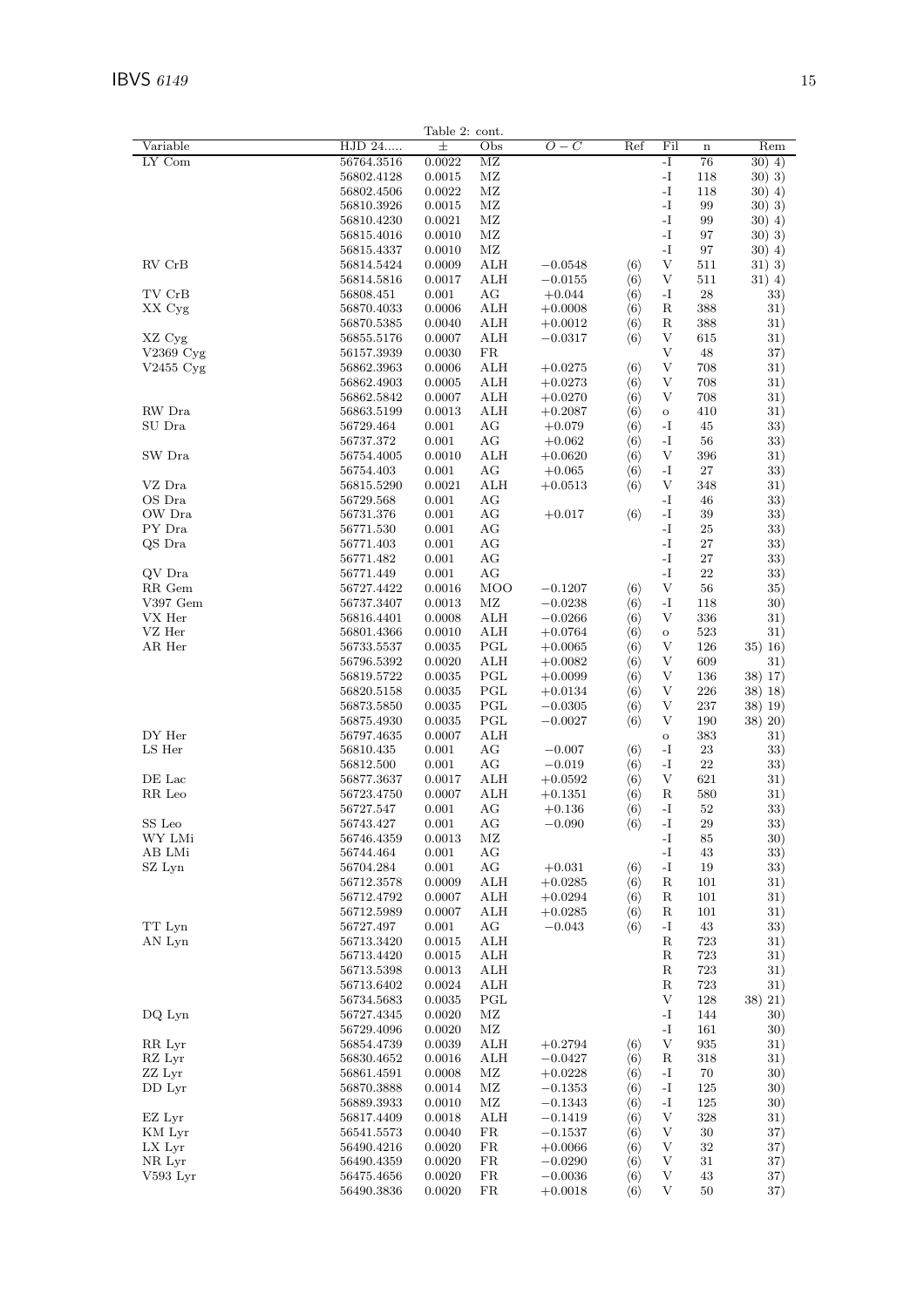Table 2: cont.

| Variable | HJD 24..... | ± | Obs | $O-C$ | Ref | Fil | n | Rem |
|---|---|---|---|---|---|---|---|---|
| LY Com | 56764.3516 | 0.0022 | MZ | | | -I | 76 | 30) 4) |
| | 56802.4128 | 0.0015 | MZ | | | -I | 118 | 30) 3) |
| | 56802.4506 | 0.0022 | MZ | | | -I | 118 | 30) 4) |
| | 56810.3926 | 0.0015 | MZ | | | -I | 99 | 30) 3) |
| | 56810.4230 | 0.0021 | MZ | | | -I | 99 | 30) 4) |
| | 56815.4016 | 0.0010 | MZ | | | -I | 97 | 30) 3) |
| | 56815.4337 | 0.0010 | MZ | | | -I | 97 | 30) 4) |
| RV CrB | 56814.5424 | 0.0009 | ALH | −0.0548 | ⟨6⟩ | V | 511 | 31) 3) |
| | 56814.5816 | 0.0017 | ALH | −0.0155 | ⟨6⟩ | V | 511 | 31) 4) |
| TV CrB | 56808.451 | 0.001 | AG | +0.044 | ⟨6⟩ | -I | 28 | 33) |
| XX Cyg | 56870.4033 | 0.0006 | ALH | +0.0008 | ⟨6⟩ | R | 388 | 31) |
| | 56870.5385 | 0.0040 | ALH | +0.0012 | ⟨6⟩ | R | 388 | 31) |
| XZ Cyg | 56855.5176 | 0.0007 | ALH | −0.0317 | ⟨6⟩ | V | 615 | 31) |
| V2369 Cyg | 56157.3939 | 0.0030 | FR | | | V | 48 | 37) |
| V2455 Cyg | 56862.3963 | 0.0006 | ALH | +0.0275 | ⟨6⟩ | V | 708 | 31) |
| | 56862.4903 | 0.0005 | ALH | +0.0273 | ⟨6⟩ | V | 708 | 31) |
| | 56862.5842 | 0.0007 | ALH | +0.0270 | ⟨6⟩ | V | 708 | 31) |
| RW Dra | 56863.5199 | 0.0013 | ALH | +0.2087 | ⟨6⟩ | o | 410 | 31) |
| SU Dra | 56729.464 | 0.001 | AG | +0.079 | ⟨6⟩ | -I | 45 | 33) |
| | 56737.372 | 0.001 | AG | +0.062 | ⟨6⟩ | -I | 56 | 33) |
| SW Dra | 56754.4005 | 0.0010 | ALH | +0.0620 | ⟨6⟩ | V | 396 | 31) |
| | 56754.403 | 0.001 | AG | +0.065 | ⟨6⟩ | -I | 27 | 33) |
| VZ Dra | 56815.5290 | 0.0021 | ALH | +0.0513 | ⟨6⟩ | V | 348 | 31) |
| OS Dra | 56729.568 | 0.001 | AG | | | -I | 46 | 33) |
| OW Dra | 56731.376 | 0.001 | AG | +0.017 | ⟨6⟩ | -I | 39 | 33) |
| PY Dra | 56771.530 | 0.001 | AG | | | -I | 25 | 33) |
| QS Dra | 56771.403 | 0.001 | AG | | | -I | 27 | 33) |
| | 56771.482 | 0.001 | AG | | | -I | 27 | 33) |
| QV Dra | 56771.449 | 0.001 | AG | | | -I | 22 | 33) |
| RR Gem | 56727.4422 | 0.0016 | MOO | −0.1207 | ⟨6⟩ | V | 56 | 35) |
| V397 Gem | 56737.3407 | 0.0013 | MZ | −0.0238 | ⟨6⟩ | -I | 118 | 30) |
| VX Her | 56816.4401 | 0.0008 | ALH | −0.0266 | ⟨6⟩ | V | 336 | 31) |
| VZ Her | 56801.4366 | 0.0010 | ALH | +0.0764 | ⟨6⟩ | o | 523 | 31) |
| AR Her | 56733.5537 | 0.0035 | PGL | +0.0065 | ⟨6⟩ | V | 126 | 35) 16) |
| | 56796.5392 | 0.0020 | ALH | +0.0082 | ⟨6⟩ | V | 609 | 31) |
| | 56819.5722 | 0.0035 | PGL | +0.0099 | ⟨6⟩ | V | 136 | 38) 17) |
| | 56820.5158 | 0.0035 | PGL | +0.0134 | ⟨6⟩ | V | 226 | 38) 18) |
| | 56873.5850 | 0.0035 | PGL | −0.0305 | ⟨6⟩ | V | 237 | 38) 19) |
| | 56875.4930 | 0.0035 | PGL | −0.0027 | ⟨6⟩ | V | 190 | 38) 20) |
| DY Her | 56797.4635 | 0.0007 | ALH | | | o | 383 | 31) |
| LS Her | 56810.435 | 0.001 | AG | −0.007 | ⟨6⟩ | -I | 23 | 33) |
| | 56812.500 | 0.001 | AG | −0.019 | ⟨6⟩ | -I | 22 | 33) |
| DE Lac | 56877.3637 | 0.0017 | ALH | +0.0592 | ⟨6⟩ | V | 621 | 31) |
| RR Leo | 56723.4750 | 0.0007 | ALH | +0.1351 | ⟨6⟩ | R | 580 | 31) |
| | 56727.547 | 0.001 | AG | +0.136 | ⟨6⟩ | -I | 52 | 33) |
| SS Leo | 56743.427 | 0.001 | AG | −0.090 | ⟨6⟩ | -I | 29 | 33) |
| WY LMi | 56746.4359 | 0.0013 | MZ | | | -I | 85 | 30) |
| AB LMi | 56744.464 | 0.001 | AG | | | -I | 43 | 33) |
| SZ Lyn | 56704.284 | 0.001 | AG | +0.031 | ⟨6⟩ | -I | 19 | 33) |
| | 56712.3578 | 0.0009 | ALH | +0.0285 | ⟨6⟩ | R | 101 | 31) |
| | 56712.4792 | 0.0007 | ALH | +0.0294 | ⟨6⟩ | R | 101 | 31) |
| | 56712.5989 | 0.0007 | ALH | +0.0285 | ⟨6⟩ | R | 101 | 31) |
| TT Lyn | 56727.497 | 0.001 | AG | −0.043 | ⟨6⟩ | -I | 43 | 33) |
| AN Lyn | 56713.3420 | 0.0015 | ALH | | | R | 723 | 31) |
| | 56713.4420 | 0.0015 | ALH | | | R | 723 | 31) |
| | 56713.5398 | 0.0013 | ALH | | | R | 723 | 31) |
| | 56713.6402 | 0.0024 | ALH | | | R | 723 | 31) |
| | 56734.5683 | 0.0035 | PGL | | | V | 128 | 38) 21) |
| DQ Lyn | 56727.4345 | 0.0020 | MZ | | | -I | 144 | 30) |
| | 56729.4096 | 0.0020 | MZ | | | -I | 161 | 30) |
| RR Lyr | 56854.4739 | 0.0039 | ALH | +0.2794 | ⟨6⟩ | V | 935 | 31) |
| RZ Lyr | 56830.4652 | 0.0016 | ALH | −0.0427 | ⟨6⟩ | R | 318 | 31) |
| ZZ Lyr | 56861.4591 | 0.0008 | MZ | +0.0228 | ⟨6⟩ | -I | 70 | 30) |
| DD Lyr | 56870.3888 | 0.0014 | MZ | −0.1353 | ⟨6⟩ | -I | 125 | 30) |
| | 56889.3933 | 0.0010 | MZ | −0.1343 | ⟨6⟩ | -I | 125 | 30) |
| EZ Lyr | 56817.4409 | 0.0018 | ALH | −0.1419 | ⟨6⟩ | V | 328 | 31) |
| KM Lyr | 56541.5573 | 0.0040 | FR | −0.1537 | ⟨6⟩ | V | 30 | 37) |
| LX Lyr | 56490.4216 | 0.0020 | FR | +0.0066 | ⟨6⟩ | V | 32 | 37) |
| NR Lyr | 56490.4359 | 0.0020 | FR | −0.0290 | ⟨6⟩ | V | 31 | 37) |
| V593 Lyr | 56475.4656 | 0.0020 | FR | −0.0036 | ⟨6⟩ | V | 43 | 37) |
| | 56490.3836 | 0.0020 | FR | +0.0018 | ⟨6⟩ | V | 50 | 37) |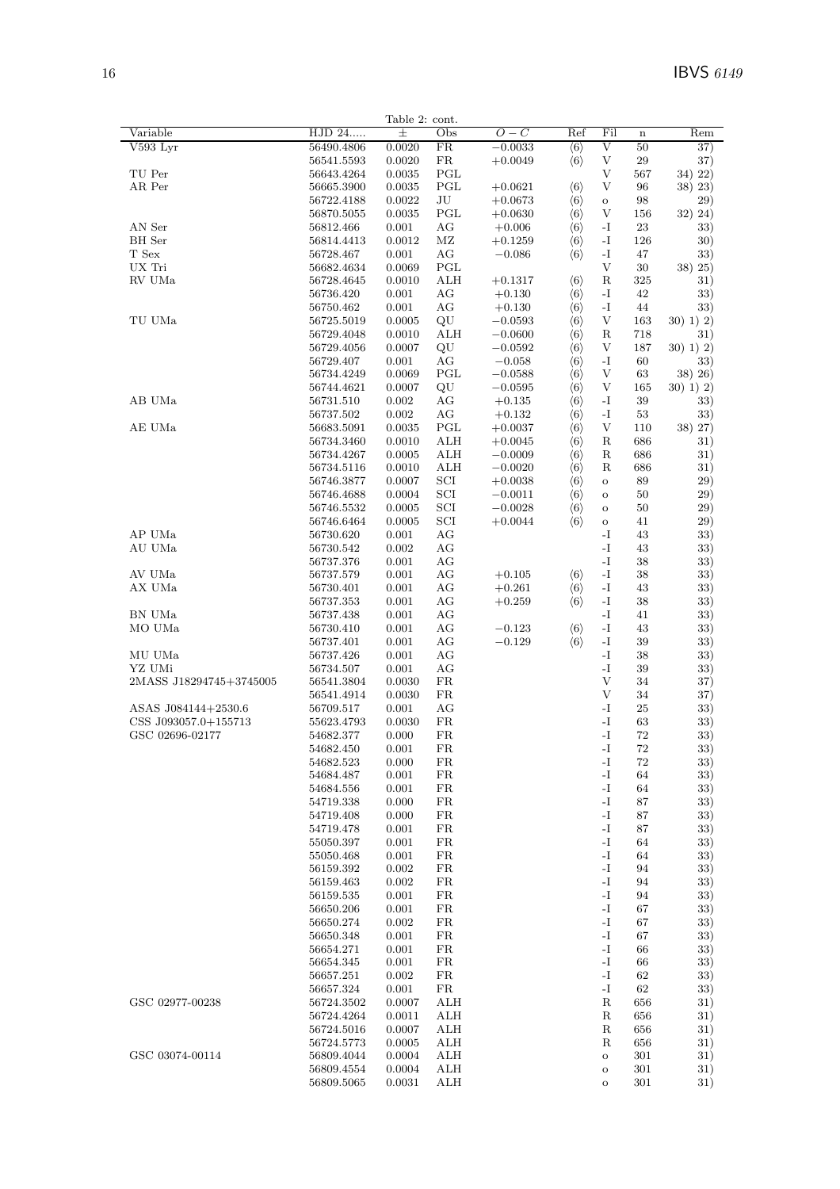Table 2: cont.

| Variable | HJD 24..... | ± | Obs | $O-C$ | Ref | Fil | n | Rem |
|---|---|---|---|---|---|---|---|---|
| V593 Lyr | 56490.4806 | 0.0020 | FR | −0.0033 | ⟨6⟩ | V | 50 | 37) |
| | 56541.5593 | 0.0020 | FR | +0.0049 | ⟨6⟩ | V | 29 | 37) |
| TU Per | 56643.4264 | 0.0035 | PGL | | | V | 567 | 34) 22) |
| AR Per | 56665.3900 | 0.0035 | PGL | +0.0621 | ⟨6⟩ | V | 96 | 38) 23) |
| | 56722.4188 | 0.0022 | JU | +0.0673 | ⟨6⟩ | o | 98 | 29) |
| | 56870.5055 | 0.0035 | PGL | +0.0630 | ⟨6⟩ | V | 156 | 32) 24) |
| AN Ser | 56812.466 | 0.001 | AG | +0.006 | ⟨6⟩ | -I | 23 | 33) |
| BH Ser | 56814.4413 | 0.0012 | MZ | +0.1259 | ⟨6⟩ | -I | 126 | 30) |
| T Sex | 56728.467 | 0.001 | AG | −0.086 | ⟨6⟩ | -I | 47 | 33) |
| UX Tri | 56682.4634 | 0.0069 | PGL | | | V | 30 | 38) 25) |
| RV UMa | 56728.4645 | 0.0010 | ALH | +0.1317 | ⟨6⟩ | R | 325 | 31) |
| | 56736.420 | 0.001 | AG | +0.130 | ⟨6⟩ | -I | 42 | 33) |
| | 56750.462 | 0.001 | AG | +0.130 | ⟨6⟩ | -I | 44 | 33) |
| TU UMa | 56725.5019 | 0.0005 | QU | −0.0593 | ⟨6⟩ | V | 163 | 30) 1) 2) |
| | 56729.4048 | 0.0010 | ALH | −0.0600 | ⟨6⟩ | R | 718 | 31) |
| | 56729.4056 | 0.0007 | QU | −0.0592 | ⟨6⟩ | V | 187 | 30) 1) 2) |
| | 56729.407 | 0.001 | AG | −0.058 | ⟨6⟩ | -I | 60 | 33) |
| | 56734.4249 | 0.0069 | PGL | −0.0588 | ⟨6⟩ | V | 63 | 38) 26) |
| | 56744.4621 | 0.0007 | QU | −0.0595 | ⟨6⟩ | V | 165 | 30) 1) 2) |
| AB UMa | 56731.510 | 0.002 | AG | +0.135 | ⟨6⟩ | -I | 39 | 33) |
| | 56737.502 | 0.002 | AG | +0.132 | ⟨6⟩ | -I | 53 | 33) |
| AE UMa | 56683.5091 | 0.0035 | PGL | +0.0037 | ⟨6⟩ | V | 110 | 38) 27) |
| | 56734.3460 | 0.0010 | ALH | +0.0045 | ⟨6⟩ | R | 686 | 31) |
| | 56734.4267 | 0.0005 | ALH | −0.0009 | ⟨6⟩ | R | 686 | 31) |
| | 56734.5116 | 0.0010 | ALH | −0.0020 | ⟨6⟩ | R | 686 | 31) |
| | 56746.3877 | 0.0007 | SCI | +0.0038 | ⟨6⟩ | o | 89 | 29) |
| | 56746.4688 | 0.0004 | SCI | −0.0011 | ⟨6⟩ | o | 50 | 29) |
| | 56746.5532 | 0.0005 | SCI | −0.0028 | ⟨6⟩ | o | 50 | 29) |
| | 56746.6464 | 0.0005 | SCI | +0.0044 | ⟨6⟩ | o | 41 | 29) |
| AP UMa | 56730.620 | 0.001 | AG | | | -I | 43 | 33) |
| AU UMa | 56730.542 | 0.002 | AG | | | -I | 43 | 33) |
| | 56737.376 | 0.001 | AG | | | -I | 38 | 33) |
| AV UMa | 56737.579 | 0.001 | AG | +0.105 | ⟨6⟩ | -I | 38 | 33) |
| AX UMa | 56730.401 | 0.001 | AG | +0.261 | ⟨6⟩ | -I | 43 | 33) |
| | 56737.353 | 0.001 | AG | +0.259 | ⟨6⟩ | -I | 38 | 33) |
| BN UMa | 56737.438 | 0.001 | AG | | | -I | 41 | 33) |
| MO UMa | 56730.410 | 0.001 | AG | −0.123 | ⟨6⟩ | -I | 43 | 33) |
| | 56737.401 | 0.001 | AG | −0.129 | ⟨6⟩ | -I | 39 | 33) |
| MU UMa | 56737.426 | 0.001 | AG | | | -I | 38 | 33) |
| YZ UMi | 56734.507 | 0.001 | AG | | | -I | 39 | 33) |
| 2MASS J18294745+3745005 | 56541.3804 | 0.0030 | FR | | | V | 34 | 37) |
| | 56541.4914 | 0.0030 | FR | | | V | 34 | 37) |
| ASAS J084144+2530.6 | 56709.517 | 0.001 | AG | | | -I | 25 | 33) |
| CSS J093057.0+155713 | 55623.4793 | 0.0030 | FR | | | -I | 63 | 33) |
| GSC 02696-02177 | 54682.377 | 0.000 | FR | | | -I | 72 | 33) |
| | 54682.450 | 0.001 | FR | | | -I | 72 | 33) |
| | 54682.523 | 0.000 | FR | | | -I | 72 | 33) |
| | 54684.487 | 0.001 | FR | | | -I | 64 | 33) |
| | 54684.556 | 0.001 | FR | | | -I | 64 | 33) |
| | 54719.338 | 0.000 | FR | | | -I | 87 | 33) |
| | 54719.408 | 0.000 | FR | | | -I | 87 | 33) |
| | 54719.478 | 0.001 | FR | | | -I | 87 | 33) |
| | 55050.397 | 0.001 | FR | | | -I | 64 | 33) |
| | 55050.468 | 0.001 | FR | | | -I | 64 | 33) |
| | 56159.392 | 0.002 | FR | | | -I | 94 | 33) |
| | 56159.463 | 0.002 | FR | | | -I | 94 | 33) |
| | 56159.535 | 0.001 | FR | | | -I | 94 | 33) |
| | 56650.206 | 0.001 | FR | | | -I | 67 | 33) |
| | 56650.274 | 0.002 | FR | | | -I | 67 | 33) |
| | 56650.348 | 0.001 | FR | | | -I | 67 | 33) |
| | 56654.271 | 0.001 | FR | | | -I | 66 | 33) |
| | 56654.345 | 0.001 | FR | | | -I | 66 | 33) |
| | 56657.251 | 0.002 | FR | | | -I | 62 | 33) |
| | 56657.324 | 0.001 | FR | | | -I | 62 | 33) |
| GSC 02977-00238 | 56724.3502 | 0.0007 | ALH | | | R | 656 | 31) |
| | 56724.4264 | 0.0011 | ALH | | | R | 656 | 31) |
| | 56724.5016 | 0.0007 | ALH | | | R | 656 | 31) |
| | 56724.5773 | 0.0005 | ALH | | | R | 656 | 31) |
| GSC 03074-00114 | 56809.4044 | 0.0004 | ALH | | | o | 301 | 31) |
| | 56809.4554 | 0.0004 | ALH | | | o | 301 | 31) |
| | 56809.5065 | 0.0031 | ALH | | | o | 301 | 31) |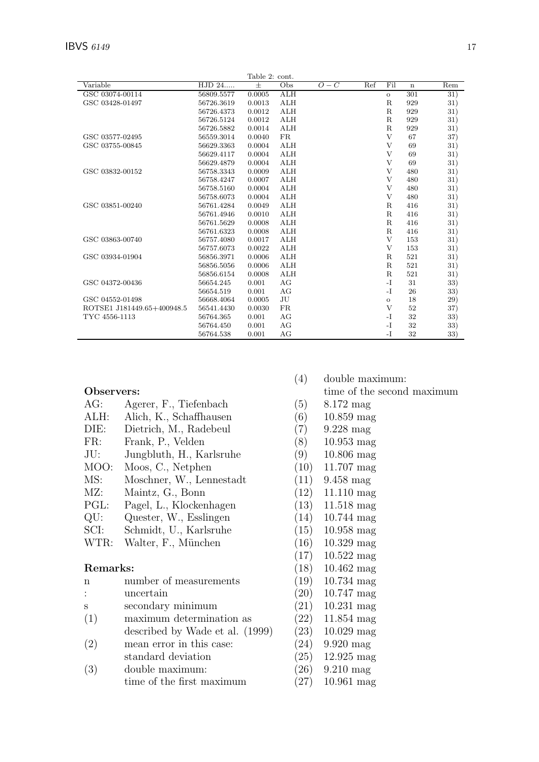Table 2: cont.

| Variable | HJD 24..... | ± | Obs | $O-C$ | Ref | Fil | n | Rem |
|---|---|---|---|---|---|---|---|---|
| GSC 03074-00114 | 56809.5577 | 0.0005 | ALH | | | o | 301 | 31) |
| GSC 03428-01497 | 56726.3619 | 0.0013 | ALH | | | R | 929 | 31) |
| | 56726.4373 | 0.0012 | ALH | | | R | 929 | 31) |
| | 56726.5124 | 0.0012 | ALH | | | R | 929 | 31) |
| | 56726.5882 | 0.0014 | ALH | | | R | 929 | 31) |
| GSC 03577-02495 | 56559.3014 | 0.0040 | FR | | | V | 67 | 37) |
| GSC 03755-00845 | 56629.3363 | 0.0004 | ALH | | | V | 69 | 31) |
| | 56629.4117 | 0.0004 | ALH | | | V | 69 | 31) |
| | 56629.4879 | 0.0004 | ALH | | | V | 69 | 31) |
| GSC 03832-00152 | 56758.3343 | 0.0009 | ALH | | | V | 480 | 31) |
| | 56758.4247 | 0.0007 | ALH | | | V | 480 | 31) |
| | 56758.5160 | 0.0004 | ALH | | | V | 480 | 31) |
| | 56758.6073 | 0.0004 | ALH | | | V | 480 | 31) |
| GSC 03851-00240 | 56761.4284 | 0.0049 | ALH | | | R | 416 | 31) |
| | 56761.4946 | 0.0010 | ALH | | | R | 416 | 31) |
| | 56761.5629 | 0.0008 | ALH | | | R | 416 | 31) |
| | 56761.6323 | 0.0008 | ALH | | | R | 416 | 31) |
| GSC 03863-00740 | 56757.4080 | 0.0017 | ALH | | | V | 153 | 31) |
| | 56757.6073 | 0.0022 | ALH | | | V | 153 | 31) |
| GSC 03934-01904 | 56856.3971 | 0.0006 | ALH | | | R | 521 | 31) |
| | 56856.5056 | 0.0006 | ALH | | | R | 521 | 31) |
| | 56856.6154 | 0.0008 | ALH | | | R | 521 | 31) |
| GSC 04372-00436 | 56654.245 | 0.001 | AG | | | -I | 31 | 33) |
| | 56654.519 | 0.001 | AG | | | -I | 26 | 33) |
| GSC 04552-01498 | 56668.4064 | 0.0005 | JU | | | o | 18 | 29) |
| ROTSE1 J181449.65+400948.5 | 56541.4430 | 0.0030 | FR | | | V | 52 | 37) |
| TYC 4556-1113 | 56764.365 | 0.001 | AG | | | -I | 32 | 33) |
| | 56764.450 | 0.001 | AG | | | -I | 32 | 33) |
| | 56764.538 | 0.001 | AG | | | -I | 32 | 33) |

**Observers:**

| | |
|---|---|
| AG: | Agerer, F., Tiefenbach |
| ALH: | Alich, K., Schaffhausen |
| DIE: | Dietrich, M., Radebeul |
| FR: | Frank, P., Velden |
| JU: | Jungbluth, H., Karlsruhe |
| MOO: | Moos, C., Netphen |
| MS: | Moschner, W., Lennestadt |
| MZ: | Maintz, G., Bonn |
| PGL: | Pagel, L., Klockenhagen |
| QU: | Quester, W., Esslingen |
| SCI: | Schmidt, U., Karlsruhe |
| WTR: | Walter, F., München |

**Remarks:**

| | |
|---|---|
| n | number of measurements |
| : | uncertain |
| s | secondary minimum |
| (1) | maximum determination as described by Wade et al. (1999) |
| (2) | mean error in this case: standard deviation |
| (3) | double maximum: time of the first maximum |
| (4) | double maximum: time of the second maximum |
| (5) | 8.172 mag |
| (6) | 10.859 mag |
| (7) | 9.228 mag |
| (8) | 10.953 mag |
| (9) | 10.806 mag |
| (10) | 11.707 mag |
| (11) | 9.458 mag |
| (12) | 11.110 mag |
| (13) | 11.518 mag |
| (14) | 10.744 mag |
| (15) | 10.958 mag |
| (16) | 10.329 mag |
| (17) | 10.522 mag |
| (18) | 10.462 mag |
| (19) | 10.734 mag |
| (20) | 10.747 mag |
| (21) | 10.231 mag |
| (22) | 11.854 mag |
| (23) | 10.029 mag |
| (24) | 9.920 mag |
| (25) | 12.925 mag |
| (26) | 9.210 mag |
| (27) | 10.961 mag |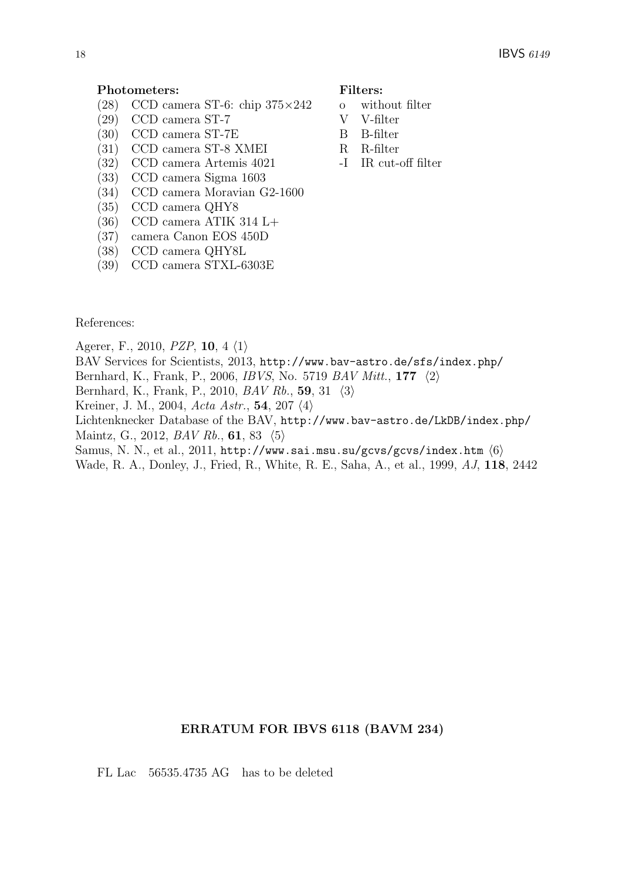**Photometers:**

(28) CCD camera ST-6: chip 375×242
(29) CCD camera ST-7
(30) CCD camera ST-7E
(31) CCD camera ST-8 XMEI
(32) CCD camera Artemis 4021
(33) CCD camera Sigma 1603
(34) CCD camera Moravian G2-1600
(35) CCD camera QHY8
(36) CCD camera ATIK 314 L+
(37) camera Canon EOS 450D
(38) CCD camera QHY8L
(39) CCD camera STXL-6303E

**Filters:**

o without filter
V V-filter
B B-filter
R R-filter
-I IR cut-off filter

References:

Agerer, F., 2010, *PZP*, **10**, 4 ⟨1⟩
BAV Services for Scientists, 2013, http://www.bav-astro.de/sfs/index.php/
Bernhard, K., Frank, P., 2006, *IBVS*, No. 5719 *BAV Mitt.*, **177** ⟨2⟩
Bernhard, K., Frank, P., 2010, *BAV Rb.*, **59**, 31 ⟨3⟩
Kreiner, J. M., 2004, *Acta Astr.*, **54**, 207 ⟨4⟩
Lichtenknecker Database of the BAV, http://www.bav-astro.de/LkDB/index.php/
Maintz, G., 2012, *BAV Rb.*, **61**, 83 ⟨5⟩
Samus, N. N., et al., 2011, http://www.sai.msu.su/gcvs/gcvs/index.htm ⟨6⟩
Wade, R. A., Donley, J., Fried, R., White, R. E., Saha, A., et al., 1999, *AJ*, **118**, 2442

## ERRATUM FOR IBVS 6118 (BAVM 234)

FL Lac 56535.4735 AG has to be deleted